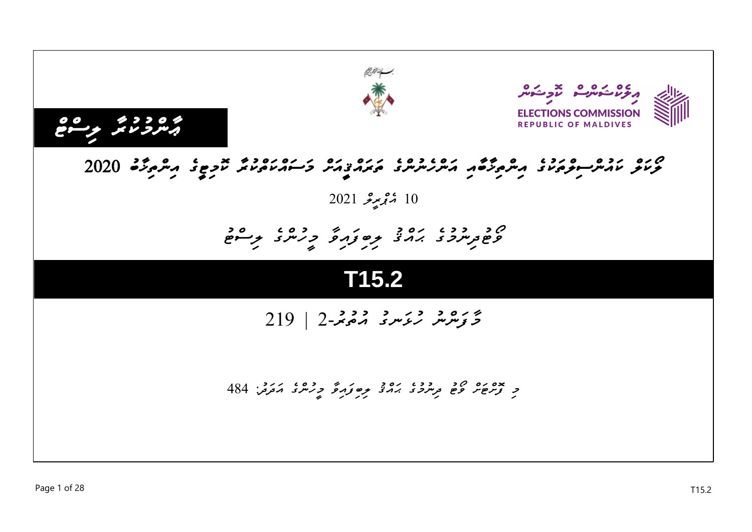ELECTIONS COMMISSION

REPUBLIC OF MALDIVES

އިލެކްޝަންސް ކޮމިޝަން

އަންދާޒާ ލިސްޓު

# ލޯކަލް ކައުންސިލްތަކުގެ އިންތިޚާބާއި އަންހެނުންގެ ތަރައްޤީއަށް މަސައްކަތްކުރާ ކޮމިޓީގެ އިންތިޚާބު 2020

10 އެޕްރީލް 2021

## ވޯޓުދީނުމުގެ ބައްޔު ލިބިފައިވާ މީހުންގެ ލިސްޓު

# T15.2

## މާފަންނު ހުޅަނގު އުތުރު-2 | 219

މި ފޮށިން ވޯޓު ދިނުމުގެ ބައްޔު ލިބިފައިވާ މީހުންގެ އަދަދު: 484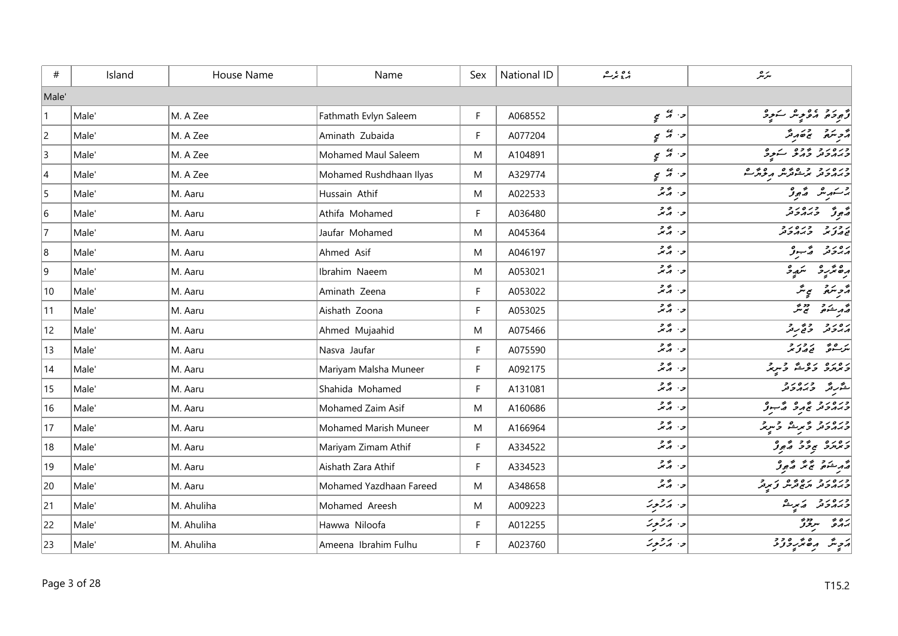| # | Island | House Name | Name | Sex | National ID | ގެއުމަ | ނަން |
|---|---|---|---|---|---|---|---|
| Male' | | | | | | | |
| 1 | Male' | M. A Zee | Fathmath Evlyn Saleem | F | A068552 | މ. އޭ ޒީ | ފާތިމަތު އެވްލިން ސަލީމް |
| 2 | Male' | M. A Zee | Aminath Zubaida | F | A077204 | މ. އޭ ޒީ | އާމިނަތު ޒުބައިދާ |
| 3 | Male' | M. A Zee | Mohamed Maul Saleem | M | A104891 | މ. އޭ ޒީ | މުހައްމަދު މައުލް ސަލީމް |
| 4 | Male' | M. A Zee | Mohamed Rushdhaan Ilyas | M | A329774 | މ. އޭ ޒީ | މުހައްމަދު ރުޝްދާން އިލްޔާސް |
| 5 | Male' | M. Aaru | Hussain Athif | M | A022533 | މ. އާރު | ހުސައިން އާތިފް |
| 6 | Male' | M. Aaru | Athifa Mohamed | F | A036480 | މ. އާރު | އާތިފާ މުހައްމަދު |
| 7 | Male' | M. Aaru | Jaufar Mohamed | M | A045364 | މ. އާރު | ޖައުފަރު މުހައްމަދު |
| 8 | Male' | M. Aaru | Ahmed Asif | M | A046197 | މ. އާރު | އަހްމަދު އާސިފް |
| 9 | Male' | M. Aaru | Ibrahim Naeem | M | A053021 | މ. އާރު | އިބްރާހިމް ނަޢީމް |
| 10 | Male' | M. Aaru | Aminath Zeena | F | A053022 | މ. އާރު | އާމިނަތު ޒީނާ |
| 11 | Male' | M. Aaru | Aishath Zoona | F | A053025 | މ. އާރު | އައިޝަތު ޒޫނާ |
| 12 | Male' | M. Aaru | Ahmed Mujaahid | M | A075466 | މ. އާރު | އަހްމަދު މުޖާހިދު |
| 13 | Male' | M. Aaru | Nasva Jaufar | F | A075590 | މ. އާރު | ނަސްވާ ޖައުފަރު |
| 14 | Male' | M. Aaru | Mariyam Malsha Muneer | F | A092175 | މ. އާރު | މަރިޔަމް މަލްޝާ މުނީރު |
| 15 | Male' | M. Aaru | Shahida Mohamed | F | A131081 | މ. އާރު | ޝާހިދާ މުހައްމަދު |
| 16 | Male' | M. Aaru | Mohamed Zaim Asif | M | A160686 | މ. އާރު | މުހައްމަދު ޒާއިމް އާސިފް |
| 17 | Male' | M. Aaru | Mohamed Marish Muneer | M | A166964 | މ. އާރު | މުހައްމަދު މާރިޝް މުނީރު |
| 18 | Male' | M. Aaru | Mariyam Zimam Athif | F | A334522 | މ. އާރު | މަރިޔަމް ޒިމާމް އާތިފް |
| 19 | Male' | M. Aaru | Aishath Zara Athif | F | A334523 | މ. އާރު | އައިޝަތު ޒާރާ އާތިފް |
| 20 | Male' | M. Aaru | Mohamed Yazdhaan Fareed | M | A348658 | މ. އާރު | މުހައްމަދު ޔަޒްދާން ފަރީދު |
| 21 | Male' | M. Ahuliha | Mohamed Areesh | M | A009223 | މ. އަހުލިހަ | މުހައްމަދު އަރީޝް |
| 22 | Male' | M. Ahuliha | Hawwa Niloofa | F | A012255 | މ. އަހުލިހަ | ހައްވާ ނިލޫފާ |
| 23 | Male' | M. Ahuliha | Ameena Ibrahim Fulhu | F | A023760 | މ. އަހުލިހަ | އަމީނާ އިބްރާހިމްފުޅު |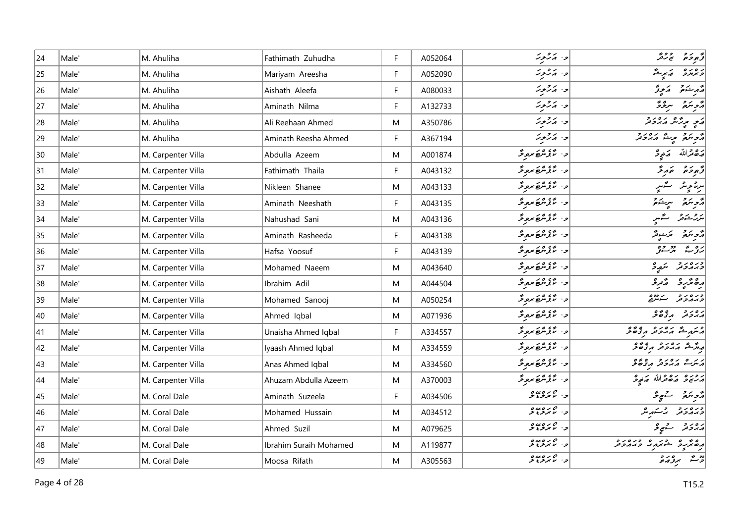| 24 | Male' | M. Ahuliha | Fathimath Zuhudha | F | A052064 | މ. އަހުލިހަ | ފާތިމަތު ޒުހުދާ |
|---|---|---|---|---|---|---|---|
| 25 | Male' | M. Ahuliha | Mariyam Areesha | F | A052090 | މ. އަހުލިހަ | މަރިޔަމް އަރީޝާ |
| 26 | Male' | M. Ahuliha | Aishath Aleefa | F | A080033 | މ. އަހުލިހަ | އާއިޝަތު އަލީފާ |
| 27 | Male' | M. Ahuliha | Aminath Nilma | F | A132733 | މ. އަހުލިހަ | އާމިނަތު ނިލްމާ |
| 28 | Male' | M. Ahuliha | Ali Reehaan Ahmed | M | A350786 | މ. އަހުލިހަ | އަލި ރީހާން އަހުމަދު |
| 29 | Male' | M. Ahuliha | Aminath Reesha Ahmed | F | A367194 | މ. އަހުލިހަ | އާމިނަތު ރީޝާ އަހުމަދު |
| 30 | Male' | M. Carpenter Villa | Abdulla Azeem | M | A001874 | މ. ކާޕެންޓަރވިލާ | އަބްދުﷲ އަޒީމް |
| 31 | Male' | M. Carpenter Villa | Fathimath Thaila | F | A043132 | މ. ކާޕެންޓަރވިލާ | ފާތިމަތު ތައިލާ |
| 32 | Male' | M. Carpenter Villa | Nikleen Shanee | M | A043133 | މ. ކާޕެންޓަރވިލާ | ނިކްލީން ޝާނީ |
| 33 | Male' | M. Carpenter Villa | Aminath Neeshath | F | A043135 | މ. ކާޕެންޓަރވިލާ | އާމިނަތު ނީޝަތު |
| 34 | Male' | M. Carpenter Villa | Nahushad Sani | M | A043136 | މ. ކާޕެންޓަރވިލާ | ނަހުޝަދު ސާނީ |
| 35 | Male' | M. Carpenter Villa | Aminath Rasheeda | F | A043138 | މ. ކާޕެންޓަރވިލާ | އާމިނަތު ރަޝީދާ |
| 36 | Male' | M. Carpenter Villa | Hafsa Yoosuf | F | A043139 | މ. ކާޕެންޓަރވިލާ | ހަފްސާ ޔޫސުފް |
| 37 | Male' | M. Carpenter Villa | Mohamed Naeem | M | A043640 | މ. ކާޕެންޓަރވިލާ | މުހައްމަދު ނައީމް |
| 38 | Male' | M. Carpenter Villa | Ibrahim Adil | M | A044504 | މ. ކާޕެންޓަރވިލާ | އިބްރާހީމް އާދިލް |
| 39 | Male' | M. Carpenter Villa | Mohamed Sanooj | M | A050254 | މ. ކާޕެންޓަރވިލާ | މުހައްމަދު ސަނޫޖް |
| 40 | Male' | M. Carpenter Villa | Ahmed Iqbal | M | A071936 | މ. ކާޕެންޓަރވިލާ | އަހުމަދު އިގްބާލް |
| 41 | Male' | M. Carpenter Villa | Unaisha Ahmed Iqbal | F | A334557 | މ. ކާޕެންޓަރވިލާ | އުނައިޝާ އަހުމަދު އިގްބާލް |
| 42 | Male' | M. Carpenter Villa | Iyaash Ahmed Iqbal | M | A334559 | މ. ކާޕެންޓަރވިލާ | އިޔާޝް އަހުމަދު އިގްބާލް |
| 43 | Male' | M. Carpenter Villa | Anas Ahmed Iqbal | M | A334560 | މ. ކާޕެންޓަރވިލާ | އަނަސް އަހުމަދު އިގްބާލް |
| 44 | Male' | M. Carpenter Villa | Ahuzam Abdulla Azeem | M | A370003 | މ. ކާޕެންޓަރވިލާ | އަހުޒަމް އަބްދުﷲ އަޒީމް |
| 45 | Male' | M. Coral Dale | Aminath Suzeela | F | A034506 | މ.ކޯރަލްޑޭލް | އާމިނަތު ސުޒީލާ |
| 46 | Male' | M. Coral Dale | Mohamed Hussain | M | A034512 | މ. ކޯރަލްޑޭލް | މުހައްމަދު ހުސައިން |
| 47 | Male' | M. Coral Dale | Ahmed Suzil | M | A079625 | މ. ކޯރަލްޑޭލް | އަހުމަދު ސުޒިލް |
| 48 | Male' | M. Coral Dale | Ibrahim Suraih Mohamed | M | A119877 | މ. ކޯރަލްޑޭލް | އިބްރާހީމް ސުރައިހް މުހައްމަދު |
| 49 | Male' | M. Coral Dale | Moosa Rifath | M | A305563 | މ. ކޯރަލްޑޭލް | މޫސާ ރިފްއަތު |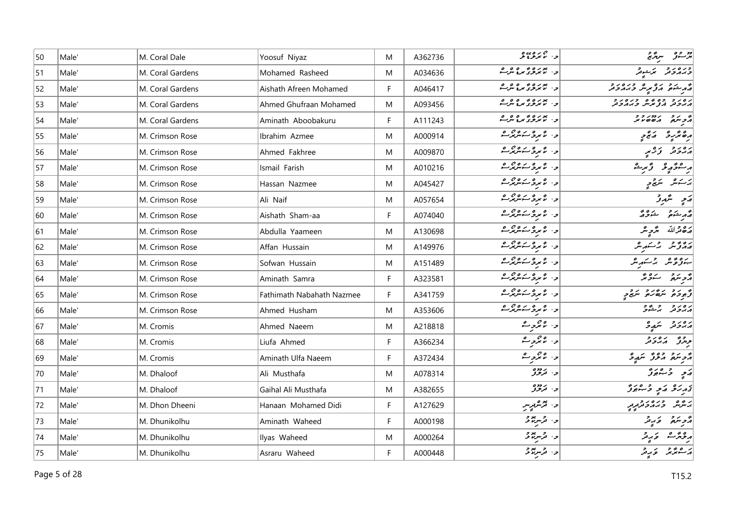| 50 | Male' | M. Coral Dale | Yoosuf Niyaz | M | A362736 | މ. ކޮރަލްޑޭލް | ޔޫސުފް ނިޔާޒު |
|---|---|---|---|---|---|---|---|
| 51 | Male' | M. Coral Gardens | Mohamed Rasheed | M | A034636 | މ. ކޮރަލްގާރޑެންސް | މުޙައްމަދު ރަޝީދު |
| 52 | Male' | M. Coral Gardens | Aishath Afreen Mohamed | F | A046417 | މ. ކޮރަލްގާރޑެންސް | އާއިޝަތު އަފްރީން މުޙައްމަދު |
| 53 | Male' | M. Coral Gardens | Ahmed Ghufraan Mohamed | M | A093456 | މ. ކޮރަލްގާރޑެންސް | އަޙްމަދު ޣުފްރާން މުޙައްމަދު |
| 54 | Male' | M. Coral Gardens | Aminath Aboobakuru | F | A111243 | މ. ކޮރަލްގާރޑެންސް | އާމިނަތު އަބޫބަކުރު |
| 55 | Male' | M. Crimson Rose | Ibrahim Azmee | M | A000914 | މ. ކްރިމްސަންރޯޒް | އިބްރާހީމް އަޒްމީ |
| 56 | Male' | M. Crimson Rose | Ahmed Fakhree | M | A009870 | މ. ކްރިމްސަންރޯޒް | އަޙްމަދު ފަޚްރީ |
| 57 | Male' | M. Crimson Rose | Ismail Farish | M | A010216 | މ. ކްރިމްސަންރޯޒް | އިސްމާޢީލް ފާރިޝް |
| 58 | Male' | M. Crimson Rose | Hassan Nazmee | M | A045427 | މ. ކްރިމްސަންރޯޒް | ޙަސަން ނަޒްމީ |
| 59 | Male' | M. Crimson Rose | Ali Naif | M | A057654 | މ. ކްރިމްސަންރޯޒް | އަލީ ނާއިފު |
| 60 | Male' | M. Crimson Rose | Aishath Sham-aa | F | A074040 | މ. ކްރިމްސަންރޯޒް | އާއިޝަތު ޝަމްޢާ |
| 61 | Male' | M. Crimson Rose | Abdulla Yaameen | M | A130698 | މ. ކްރިމްސަންރޯޒް | އަބްދުﷲ ޔާމީން |
| 62 | Male' | M. Crimson Rose | Affan Hussain | M | A149976 | މ. ކްރިމްސަންރޯޒް | އައްފާން ޙުސައިން |
| 63 | Male' | M. Crimson Rose | Sofwan Hussain | M | A151489 | މ. ކްރިމްސަންރޯޒް | ޞަފްވާން ޙުސައިން |
| 64 | Male' | M. Crimson Rose | Aminath Samra | F | A323581 | މ. ކްރިމްސަންރޯޒް | އާމިނަތު ސަމްރާ |
| 65 | Male' | M. Crimson Rose | Fathimath Nabahath Nazmee | F | A341759 | މ. ކްރިމްސަންރޯޒް | ފާތިމަތު ނަބާހަތު ނަޒްމީ |
| 66 | Male' | M. Crimson Rose | Ahmed Husham | M | A353606 | މ. ކްރިމްސަންރޯޒް | އަޙްމަދު ހުޝާމް |
| 67 | Male' | M. Cromis | Ahmed Naeem | M | A218818 | މ. ކްރޯމިސް | އަޙްމަދު ނައީމް |
| 68 | Male' | M. Cromis | Liufa Ahmed | F | A366234 | މ. ކްރޯމިސް | ލިއުފާ އަޙްމަދު |
| 69 | Male' | M. Cromis | Aminath Ulfa Naeem | F | A372434 | މ. ކްރޯމިސް | އާމިނަތު އުލްފާ ނައީމް |
| 70 | Male' | M. Dhaloof | Ali Musthafa | M | A078314 | މ. ދަލޫފް | އަލީ މުސްތަފާ |
| 71 | Male' | M. Dhaloof | Gaihal Ali Musthafa | M | A382655 | މ. ދަލޫފް | ގައިހަލް އަލީ މުސްތަފާ |
| 72 | Male' | M. Dhon Dheeni | Hanaan Mohamed Didi | F | A127629 | މ. ދޮންދީނި | ހަނާން މުޙައްމަދު ދީދީ |
| 73 | Male' | M. Dhunikolhu | Aminath Waheed | F | A000198 | މ. ދުނިކޮޅު | އާމިނަތު ވަޙީދު |
| 74 | Male' | M. Dhunikolhu | Ilyas Waheed | M | A000264 | މ. ދުނިކޮޅު | އިލްޔާސް ވަޙީދު |
| 75 | Male' | M. Dhunikolhu | Asraru Waheed | F | A000448 | މ. ދުނިކޮޅު | އަސްރާރު ވަޙީދު |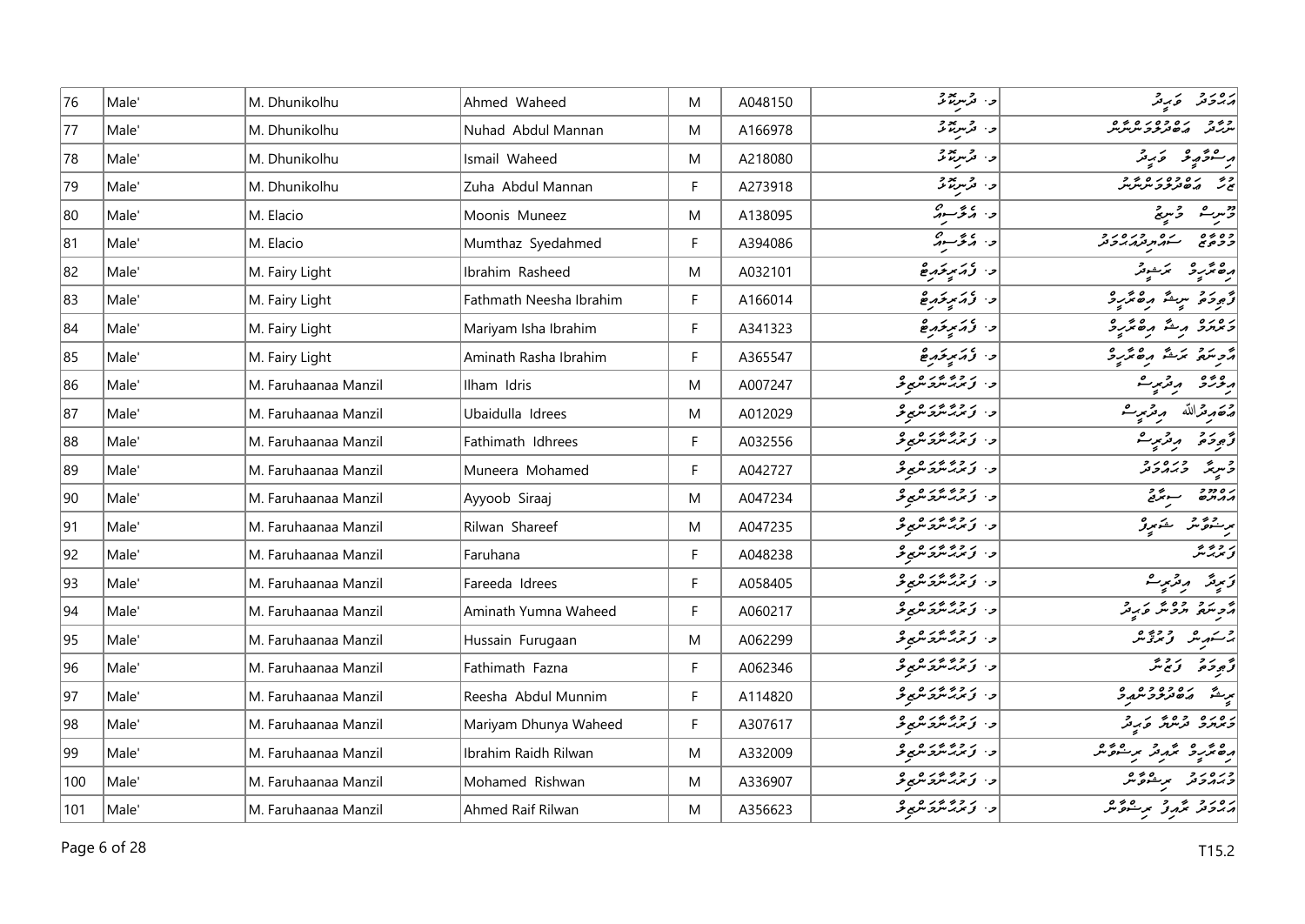| 76 | Male' | M. Dhunikolhu | Ahmed Waheed | M | A048150 | މ. ދުނިކޮޅު | އަހްމަދު ވަޙީދު |
|---|---|---|---|---|---|---|---|
| 77 | Male' | M. Dhunikolhu | Nuhad Abdul Mannan | M | A166978 | މ. ދުނިކޮޅު | ނުހާދު އަބްދުލްމަންނާން |
| 78 | Male' | M. Dhunikolhu | Ismail Waheed | M | A218080 | މ. ދުނިކޮޅު | އިސްމާޢީލް ވަޙީދު |
| 79 | Male' | M. Dhunikolhu | Zuha Abdul Mannan | F | A273918 | މ. ދުނިކޮޅު | ޟުހާ އަބްދުލްމަންނާން |
| 80 | Male' | M. Elacio | Moonis Muneez | M | A138095 | މ. އެލާސިއޯ | މޫނިސް މުނީޒް |
| 81 | Male' | M. Elacio | Mumthaz Syedahmed | F | A394086 | މ. އެލާސިއޯ | މުމްތާޒު ސައްޔިދުއަޙްމަދު |
| 82 | Male' | M. Fairy Light | Ibrahim Rasheed | M | A032101 | މ. ފެއަރީލައިޓް | އިބްރާހީމް ރަޝީދު |
| 83 | Male' | M. Fairy Light | Fathmath Neesha Ibrahim | F | A166014 | މ. ފެއަރީލައިޓް | ފާތިމަތު ނީޝާ އިބްރާހީމް |
| 84 | Male' | M. Fairy Light | Mariyam Isha Ibrahim | F | A341323 | މ. ފެއަރީލައިޓް | މަރިޔަމް އިޝާ އިބްރާހީމް |
| 85 | Male' | M. Fairy Light | Aminath Rasha Ibrahim | F | A365547 | މ. ފެއަރީލައިޓް | އާމިނަތު ރަޝާ އިބްރާހީމް |
| 86 | Male' | M. Faruhaanaa Manzil | Ilham Idris | M | A007247 | މ. ފަރުހާނާމަންޒިލް | އިލްހާމް އިދުރީސް |
| 87 | Male' | M. Faruhaanaa Manzil | Ubaidulla Idrees | M | A012029 | މ. ފަރުހާނާމަންޒިލް | އުބައިދުﷲ އިދުރީސް |
| 88 | Male' | M. Faruhaanaa Manzil | Fathimath Idhrees | F | A032556 | މ. ފަރުހާނާމަންޒިލް | ފާތިމަތު އިދުރީސް |
| 89 | Male' | M. Faruhaanaa Manzil | Muneera Mohamed | F | A042727 | މ. ފަރުހާނާމަންޒިލް | މުނީރާ މުޙައްމަދު |
| 90 | Male' | M. Faruhaanaa Manzil | Ayyoob Siraaj | M | A047234 | މ. ފަރުހާނާމަންޒިލް | އައްޔޫބް ސިރާޖު |
| 91 | Male' | M. Faruhaanaa Manzil | Rilwan Shareef | M | A047235 | މ. ފަރުހާނާމަންޒިލް | ރިލްވާން ޝަރީފް |
| 92 | Male' | M. Faruhaanaa Manzil | Faruhana | F | A048238 | މ. ފަރުހާނާމަންޒިލް | ފަރުހާނާ |
| 93 | Male' | M. Faruhaanaa Manzil | Fareeda Idrees | F | A058405 | މ. ފަރުހާނާމަންޒިލް | ފަރީދާ އިދުރީސް |
| 94 | Male' | M. Faruhaanaa Manzil | Aminath Yumna Waheed | F | A060217 | މ. ފަރުހާނާމަންޒިލް | އާމިނަތު ޔުމްނާ ވަޙީދު |
| 95 | Male' | M. Faruhaanaa Manzil | Hussain Furugaan | M | A062299 | މ. ފަރުހާނާމަންޒިލް | ހުސައިން ފުރުޤާން |
| 96 | Male' | M. Faruhaanaa Manzil | Fathimath Fazna | F | A062346 | މ. ފަރުހާނާމަންޒިލް | ފާތިމަތު ފަޒްނާ |
| 97 | Male' | M. Faruhaanaa Manzil | Reesha Abdul Munnim | F | A114820 | މ. ފަރުހާނާމަންޒިލް | ރީޝާ އަބްދުލްމުންޢިމް |
| 98 | Male' | M. Faruhaanaa Manzil | Mariyam Dhunya Waheed | F | A307617 | މ. ފަރުހާނާމަންޒިލް | މަރިޔަމް ދުންޔާ ވަޙީދު |
| 99 | Male' | M. Faruhaanaa Manzil | Ibrahim Raidh Rilwan | M | A332009 | މ. ފަރުހާނާމަންޒިލް | އިބްރާހީމް ރާއިދު ރިލްވާން |
| 100 | Male' | M. Faruhaanaa Manzil | Mohamed Rishwan | M | A336907 | މ. ފަރުހާނާމަންޒިލް | މުޙައްމަދު ރިޝްވާން |
| 101 | Male' | M. Faruhaanaa Manzil | Ahmed Raif Rilwan | M | A356623 | މ. ފަރުހާނާމަންޒިލް | އަޙްމަދު ރާއިފް ރިލްވާން |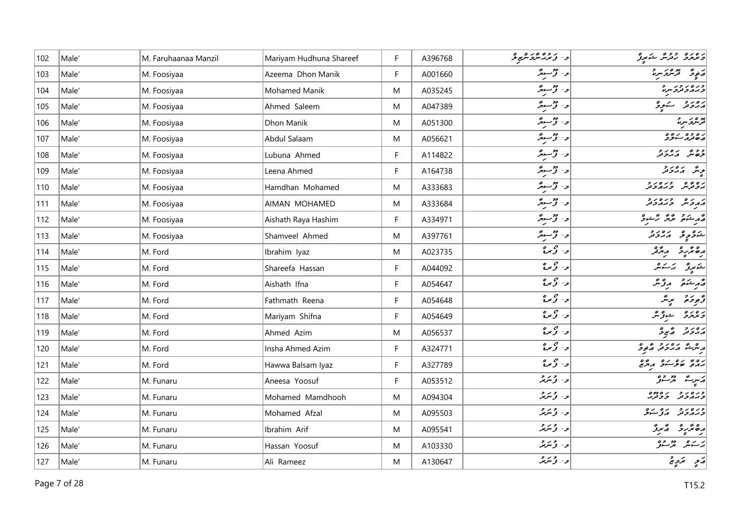| 102 | Male' | M. Faruhaanaa Manzil | Mariyam Hudhuna Shareef | F | A396768 | މ. ފަރުހާނާމަންޒިލް | މަރިޔަމް ހުދުނާ ޝަރީފް |
|---|---|---|---|---|---|---|---|
| 103 | Male' | M. Foosiyaa | Azeema Dhon Manik | F | A001660 | މ. ފޫސިޔާ | އަޒީމާ ދޮންމަނިކު |
| 104 | Male' | M. Foosiyaa | Mohamed Manik | M | A035245 | މ. ފޫސިޔާ | މުހައްމަދުމަނިކު |
| 105 | Male' | M. Foosiyaa | Ahmed Saleem | M | A047389 | މ. ފޫސިޔާ | އަހްމަދު ސަލީމް |
| 106 | Male' | M. Foosiyaa | Dhon Manik | M | A051300 | މ. ފޫސިޔާ | ދޮންމަނިކު |
| 107 | Male' | M. Foosiyaa | Abdul Salaam | M | A056621 | މ. ފޫސިޔާ | އަބްދުއްސަލާމް |
| 108 | Male' | M. Foosiyaa | Lubuna Ahmed | F | A114822 | މ. ފޫސިޔާ | ލުބުނާ އަހްމަދު |
| 109 | Male' | M. Foosiyaa | Leena Ahmed | F | A164738 | މ. ފޫސިޔާ | ލީނާ އަހްމަދު |
| 110 | Male' | M. Foosiyaa | Hamdhan Mohamed | M | A333683 | މ. ފޫސިޔާ | ހަމްދާން މުހައްމަދު |
| 111 | Male' | M. Foosiyaa | AIMAN MOHAMED | M | A333684 | މ. ފޫސިޔާ | އައިމަން މުހައްމަދު |
| 112 | Male' | M. Foosiyaa | Aishath Raya Hashim | F | A334971 | މ. ފޫސިޔާ | އާއިޝަތު ރާޔާ ހާޝިމް |
| 113 | Male' | M. Foosiyaa | Shamveel Ahmed | M | A397761 | މ. ފޫސިޔާ | ޝަމްވީލް އަހްމަދު |
| 114 | Male' | M. Ford | Ibrahim Iyaz | M | A023735 | މ. ފޯރޑް | އިބްރާހީމް އިޔާޒް |
| 115 | Male' | M. Ford | Shareefa Hassan | F | A044092 | މ. ފޯރޑް | ޝަރީފާ ހަސަން |
| 116 | Male' | M. Ford | Aishath Ifna | F | A054647 | މ. ފޯރޑް | އާއިޝަތު އިފްނާ |
| 117 | Male' | M. Ford | Fathmath Reena | F | A054648 | މ. ފޯރޑް | ފާތިމަތު ރީނާ |
| 118 | Male' | M. Ford | Mariyam Shifna | F | A054649 | މ. ފޯރޑް | މަރިޔަމް ޝިފްނާ |
| 119 | Male' | M. Ford | Ahmed Azim | M | A056537 | މ. ފޯރޑް | އަހްމަދު އާޒިމް |
| 120 | Male' | M. Ford | Insha Ahmed Azim | F | A324771 | މ. ފޯރޑް | އިންޝާ އަހްމަދު އާޒިމް |
| 121 | Male' | M. Ford | Hawwa Balsam Iyaz | F | A327789 | މ. ފޯރޑް | ހައްވާ ބަލްސަމް އިޔާޒް |
| 122 | Male' | M. Funaru | Aneesa Yoosuf | F | A053512 | މ. ފުނަރު | އަނީސާ ޔޫސުފް |
| 123 | Male' | M. Funaru | Mohamed Mamdhooh | M | A094304 | މ. ފުނަރު | މުހައްމަދު މަމްދޫހް |
| 124 | Male' | M. Funaru | Mohamed Afzal | M | A095503 | މ. ފުނަރު | މުހައްމަދު އަފްޟަލް |
| 125 | Male' | M. Funaru | Ibrahim Arif | M | A095541 | މ. ފުނަރު | އިބްރާހީމް އާރިފް |
| 126 | Male' | M. Funaru | Hassan Yoosuf | M | A103330 | މ. ފުނަރު | ހަސަން ޔޫސުފް |
| 127 | Male' | M. Funaru | Ali Rameez | M | A130647 | މ. ފުނަރު | އަލި ރަމީޒު |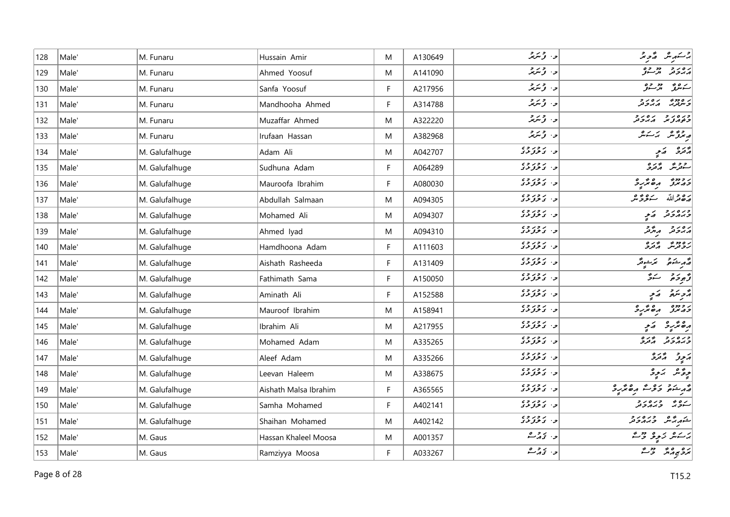| 128 | Male' | M. Funaru | Hussain Amir | M | A130649 | މ. ފުނަރު | ހުސައިން އާމިރު |
|---|---|---|---|---|---|---|---|
| 129 | Male' | M. Funaru | Ahmed Yoosuf | M | A141090 | މ. ފުނަރު | އަޙްމަދު ޔޫސުފް |
| 130 | Male' | M. Funaru | Sanfa Yoosuf | F | A217956 | މ. ފުނަރު | ސަންފާ ޔޫސުފް |
| 131 | Male' | M. Funaru | Mandhooha Ahmed | F | A314788 | މ. ފުނަރު | މަންދޫހާ އަޙްމަދު |
| 132 | Male' | M. Funaru | Muzaffar Ahmed | M | A322220 | މ. ފުނަރު | މުޒައްފަރު އަޙްމަދު |
| 133 | Male' | M. Funaru | Irufaan Hassan | M | A382968 | މ. ފުނަރު | އިރުފާން ހަސަން |
| 134 | Male' | M. Galufalhuge | Adam Ali | M | A042707 | މ. ގަލުފަޅުގެ | އާދަމް ޢަލި |
| 135 | Male' | M. Galufalhuge | Sudhuna Adam | F | A064289 | މ. ގަލުފަޅުގެ | ސުދުނާ އާދަމް |
| 136 | Male' | M. Galufalhuge | Mauroofa Ibrahim | F | A080030 | މ. ގަލުފަޅުގެ | މައުރޫފާ އިބްރާހިމް |
| 137 | Male' | M. Galufalhuge | Abdullah Salmaan | M | A094305 | މ. ގަލުފަޅުގެ | ޢަބްދުﷲ ސަލްމާން |
| 138 | Male' | M. Galufalhuge | Mohamed Ali | M | A094307 | މ. ގަލުފަޅުގެ | މުޙައްމަދު ޢަލި |
| 139 | Male' | M. Galufalhuge | Ahmed Iyad | M | A094310 | މ. ގަލުފަޅުގެ | އަޙްމަދު އިޔާދު |
| 140 | Male' | M. Galufalhuge | Hamdhoona Adam | F | A111603 | މ. ގަލުފަޅުގެ | ހަމްދޫނާ އާދަމް |
| 141 | Male' | M. Galufalhuge | Aishath Rasheeda | F | A131409 | މ. ގަލުފަޅުގެ | އާއިޝަތު ރަޝީދާ |
| 142 | Male' | M. Galufalhuge | Fathimath Sama | F | A150050 | މ. ގަލުފަޅުގެ | ފާތިމަތު ސަމާ |
| 143 | Male' | M. Galufalhuge | Aminath Ali | F | A152588 | މ. ގަލުފަޅުގެ | އާމިނަތު ޢަލި |
| 144 | Male' | M. Galufalhuge | Mauroof Ibrahim | M | A158941 | މ. ގަލުފަޅުގެ | މައުރޫފް އިބްރާހިމް |
| 145 | Male' | M. Galufalhuge | Ibrahim Ali | M | A217955 | މ. ގަލުފަޅުގެ | އިބްރާހިމް ޢަލި |
| 146 | Male' | M. Galufalhuge | Mohamed Adam | M | A335265 | މ. ގަލުފަޅުގެ | މުޙައްމަދު އާދަމް |
| 147 | Male' | M. Galufalhuge | Aleef Adam | M | A335266 | މ. ގަލުފަޅުގެ | އަލީފު އާދަމް |
| 148 | Male' | M. Galufalhuge | Leevan Haleem | M | A338675 | މ. ގަލުފަޅުގެ | ލީވާން ހަލީމް |
| 149 | Male' | M. Galufalhuge | Aishath Malsa Ibrahim | F | A365565 | މ. ގަލުފަޅުގެ | އާއިޝަތު މަލްސާ އިބްރާހިމް |
| 150 | Male' | M. Galufalhuge | Samha Mohamed | F | A402141 | މ. ގަލުފަޅުގެ | ސަމްހާ މުޙައްމަދު |
| 151 | Male' | M. Galufalhuge | Shaihan Mohamed | M | A402142 | މ. ގަލުފަޅުގެ | ޝައިހާން މުޙައްމަދު |
| 152 | Male' | M. Gaus | Hassan Khaleel Moosa | M | A001357 | މ. ގައުސް | ހަސަން ޚަލީލު މޫސާ |
| 153 | Male' | M. Gaus | Ramziyya Moosa | F | A033267 | މ. ގައުސް | ރަމްޒިއްޔާ މޫސާ |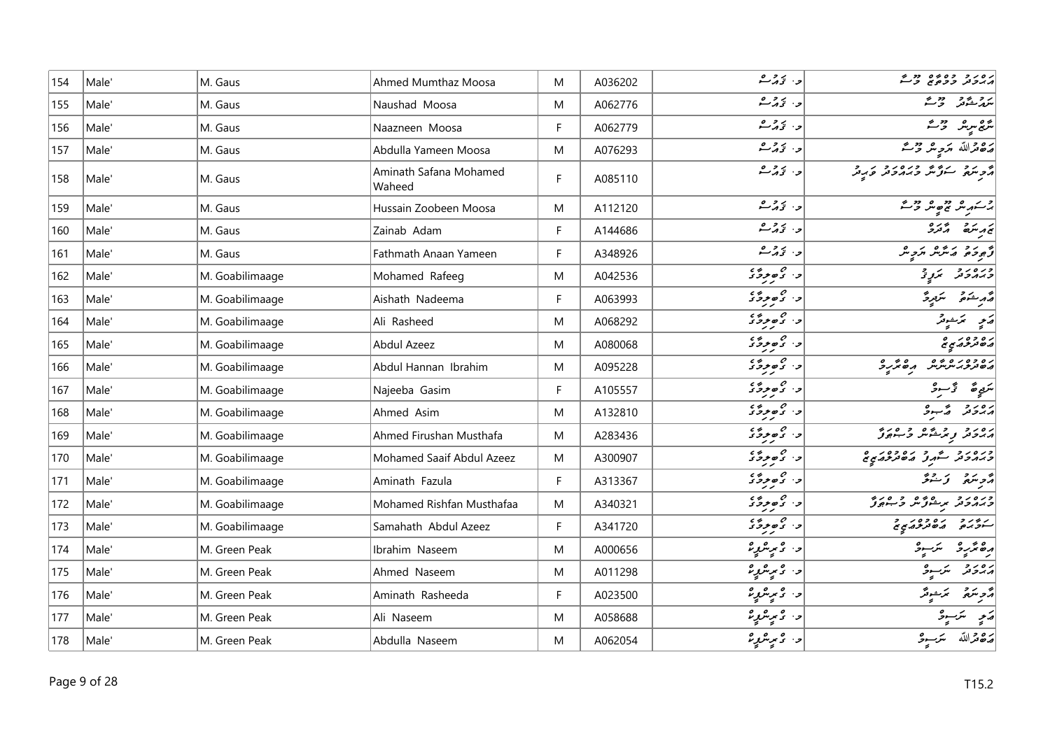| 154 | Male' | M. Gaus | Ahmed Mumthaz Moosa | M | A036202 | މ. ގައުސް | އަހުމަދު މުމްތާޒު މޫސާ |
|---|---|---|---|---|---|---|---|
| 155 | Male' | M. Gaus | Naushad Moosa | M | A062776 | މ. ގައުސް | ނައުޝާދު މޫސާ |
| 156 | Male' | M. Gaus | Naazneen Moosa | F | A062779 | މ. ގައުސް | ނާޒްނީން މޫސާ |
| 157 | Male' | M. Gaus | Abdulla Yameen Moosa | M | A076293 | މ. ގައުސް | އަބްދުﷲ ޔަމީން މޫސާ |
| 158 | Male' | M. Gaus | Aminath Safana Mohamed Waheed | F | A085110 | މ. ގައުސް | އާމިނަތު ސަފާނާ މުހައްމަދު ވަހީދު |
| 159 | Male' | M. Gaus | Hussain Zoobeen Moosa | M | A112120 | މ. ގައުސް | ހުސައިން ޒޫބީން މޫސާ |
| 160 | Male' | M. Gaus | Zainab Adam | F | A144686 | މ. ގައުސް | ޒައިނަބު އާދަމް |
| 161 | Male' | M. Gaus | Fathmath Anaan Yameen | F | A348926 | މ. ގައުސް | ފާތިމަތު އަނާން ޔަމީން |
| 162 | Male' | M. Goabilimaage | Mohamed Rafeeg | M | A042536 | މ. ގޯބިލިމާގެ | މުހައްމަދު ރަފީގު |
| 163 | Male' | M. Goabilimaage | Aishath Nadeema | F | A063993 | މ. ގޯބިލިމާގެ | އާއިޝަތު ނަދީމާ |
| 164 | Male' | M. Goabilimaage | Ali Rasheed | M | A068292 | މ. ގޯބިލިމާގެ | އަލި ރަޝީދު |
| 165 | Male' | M. Goabilimaage | Abdul Azeez | M | A080068 | މ. ގޯބިލިމާގެ | އަބްދުލްއަޒީޒް |
| 166 | Male' | M. Goabilimaage | Abdul Hannan Ibrahim | M | A095228 | މ. ގޯބިލިމާގެ | އަބްދުލްހަންނާން އިބްރާހިމް |
| 167 | Male' | M. Goabilimaage | Najeeba Gasim | F | A105557 | މ. ގޯބިލިމާގެ | ނަޖީބާ ޤާސިމް |
| 168 | Male' | M. Goabilimaage | Ahmed Asim | M | A132810 | މ. ގޯބިލިމާގެ | އަހުމަދު އާސިމް |
| 169 | Male' | M. Goabilimaage | Ahmed Firushan Musthafa | M | A283436 | މ. ގޯބިލިމާގެ | އަހުމަދު ފިރުޝާން މުސްތަފާ |
| 170 | Male' | M. Goabilimaage | Mohamed Saaif Abdul Azeez | M | A300907 | މ. ގޯބިލިމާގެ | މުހައްމަދު ސާއިފު އަބްދުލްއަޒީޒް |
| 171 | Male' | M. Goabilimaage | Aminath Fazula | F | A313367 | މ. ގޯބިލިމާގެ | އާމިނަތު ފަޟުލާ |
| 172 | Male' | M. Goabilimaage | Mohamed Rishfan Musthafaa | M | A340321 | މ. ގޯބިލިމާގެ | މުހައްމަދު ރިޝްފާން މުސްތަފާ |
| 173 | Male' | M. Goabilimaage | Samahath Abdul Azeez | F | A341720 | މ. ގޯބިލިމާގެ | ސަމާހަތު އަބްދުލްއަޒީޒް |
| 174 | Male' | M. Green Peak | Ibrahim Naseem | M | A000656 | މ. ގްރީންޕީކް | އިބްރާހިމް ނަސީމް |
| 175 | Male' | M. Green Peak | Ahmed Naseem | M | A011298 | މ. ގްރީންޕީކް | އަހުމަދު ނަސީމް |
| 176 | Male' | M. Green Peak | Aminath Rasheeda | F | A023500 | މ. ގްރީންޕީކް | އާމިނަތު ރަޝީދާ |
| 177 | Male' | M. Green Peak | Ali Naseem | M | A058688 | މ. ގްރީންޕީކް | އަލި ނަސީމް |
| 178 | Male' | M. Green Peak | Abdulla Naseem | M | A062054 | މ. ގްރީންޕީކް | އަބްދުﷲ ނަސީމް |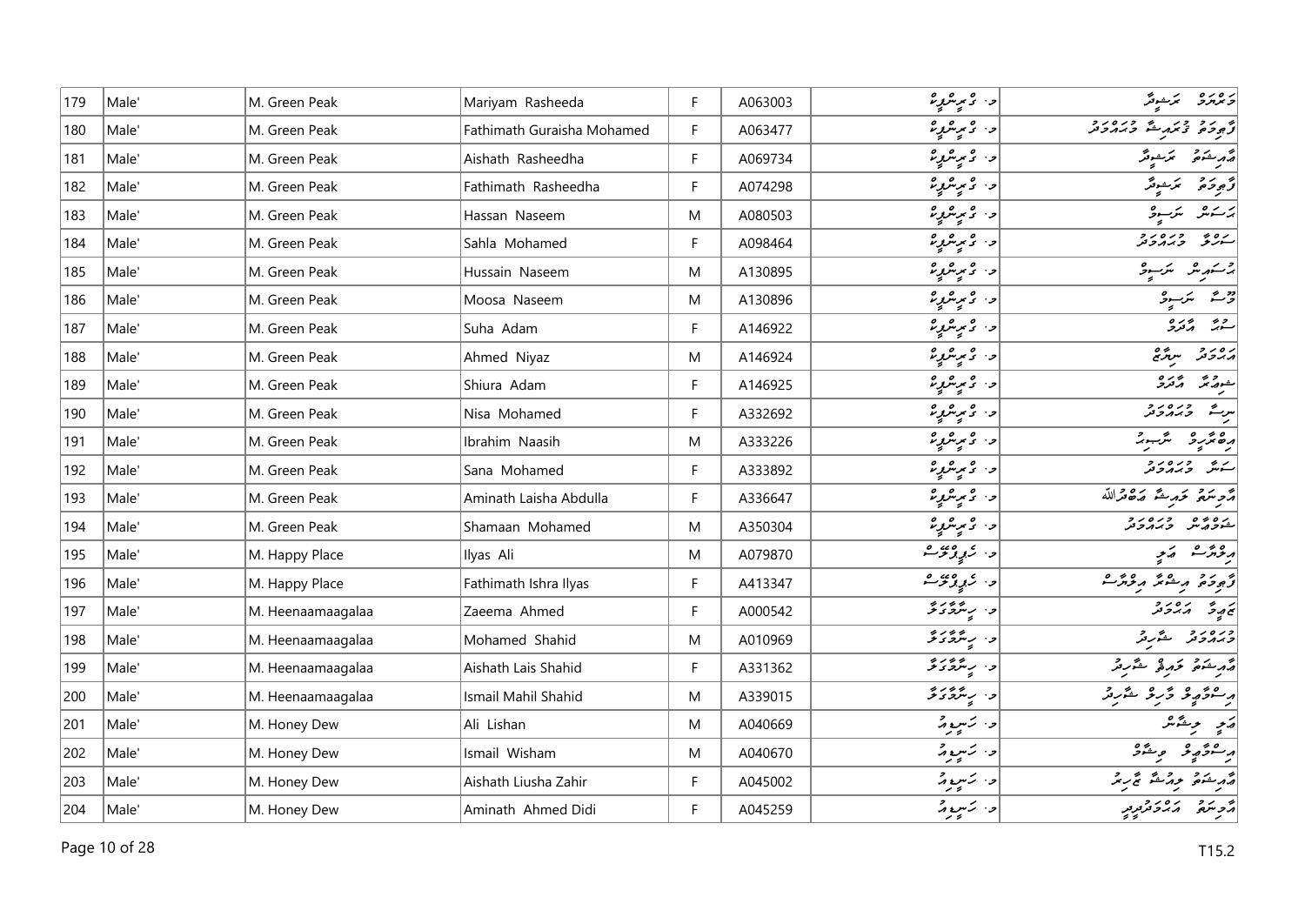| 179 | Male' | M. Green Peak | Mariyam Rasheeda | F | A063003 | މ. ގްރީންޕީކް | މަރިޔަމް ރަޝީދާ |
|---|---|---|---|---|---|---|---|
| 180 | Male' | M. Green Peak | Fathimath Guraisha Mohamed | F | A063477 | މ. ގްރީންޕީކް | ފާތިމަތު ގުރައިޝާ މުހައްމަދު |
| 181 | Male' | M. Green Peak | Aishath Rasheedha | F | A069734 | މ. ގްރީންޕީކް | އައިޝަތު ރަޝީދާ |
| 182 | Male' | M. Green Peak | Fathimath Rasheedha | F | A074298 | މ. ގްރީންޕީކް | ފާތިމަތު ރަޝީދާ |
| 183 | Male' | M. Green Peak | Hassan Naseem | M | A080503 | މ. ގްރީންޕީކް | ހަސަން ނަސީމް |
| 184 | Male' | M. Green Peak | Sahla Mohamed | F | A098464 | މ. ގްރީންޕީކް | ސަހްލާ މުހައްމަދު |
| 185 | Male' | M. Green Peak | Hussain Naseem | M | A130895 | މ. ގްރީންޕީކް | ހުސައިން ނަސީމް |
| 186 | Male' | M. Green Peak | Moosa Naseem | M | A130896 | މ. ގްރީންޕީކް | މޫސާ ނަސީމް |
| 187 | Male' | M. Green Peak | Suha Adam | F | A146922 | މ. ގްރީންޕީކް | ސުހާ އާދަމް |
| 188 | Male' | M. Green Peak | Ahmed Niyaz | M | A146924 | މ. ގްރީންޕީކް | އަހްމަދު ނިޔާޒް |
| 189 | Male' | M. Green Peak | Shiura Adam | F | A146925 | މ. ގްރީންޕީކް | ޝިއުރާ އާދަމް |
| 190 | Male' | M. Green Peak | Nisa Mohamed | F | A332692 | މ. ގްރީންޕީކް | ނިސާ މުހައްމަދު |
| 191 | Male' | M. Green Peak | Ibrahim Naasih | M | A333226 | މ. ގްރީންޕީކް | އިބްރާހީމް ނާސިހް |
| 192 | Male' | M. Green Peak | Sana Mohamed | F | A333892 | މ. ގްރީންޕީކް | ސަނާ މުހައްމަދު |
| 193 | Male' | M. Green Peak | Aminath Laisha Abdulla | F | A336647 | މ. ގްރީންޕީކް | އާމިނަތު ލައިޝާ އަބްދުﷲ |
| 194 | Male' | M. Green Peak | Shamaan Mohamed | M | A350304 | މ. ގްރީންޕީކް | ޝަމާއަން މުހައްމަދު |
| 195 | Male' | M. Happy Place | Ilyas Ali | M | A079870 | މ. ހެޕީޕްލޭސް | އިލްޔާސް އަލީ |
| 196 | Male' | M. Happy Place | Fathimath Ishra Ilyas | F | A413347 | މ. ހެޕީޕްލޭސް | ފާތިމަތު އިޝްރާ އިލްޔާސް |
| 197 | Male' | M. Heenaamaagalaa | Zaeema Ahmed | F | A000542 | މ. ހީނާމާގަލާ | ޒައީމާ އަހްމަދު |
| 198 | Male' | M. Heenaamaagalaa | Mohamed Shahid | M | A010969 | މ. ހީނާމާގަލާ | މުހައްމަދު ޝާހިދު |
| 199 | Male' | M. Heenaamaagalaa | Aishath Lais Shahid | F | A331362 | މ. ހީނާމާގަލާ | އައިޝަތު ލައިސް ޝާހިދު |
| 200 | Male' | M. Heenaamaagalaa | Ismail Mahil Shahid | M | A339015 | މ. ހީނާމާގަލާ | އިސްމާއީލް މާހިލް ޝާހިދު |
| 201 | Male' | M. Honey Dew | Ali Lishan | M | A040669 | މ. ހަނީޑިއު | އަލީ ލިޝާން |
| 202 | Male' | M. Honey Dew | Ismail Wisham | M | A040670 | މ. ހަނީޑިއު | އިސްމާއީލް ވިޝާމް |
| 203 | Male' | M. Honey Dew | Aishath Liusha Zahir | F | A045002 | މ. ހަނީޑިއު | އައިޝަތު ލިއުޝާ ޒާހިރު |
| 204 | Male' | M. Honey Dew | Aminath Ahmed Didi | F | A045259 | މ. ހަނީޑިއު | އާމިނަތު އަހްމަދުދީދީ |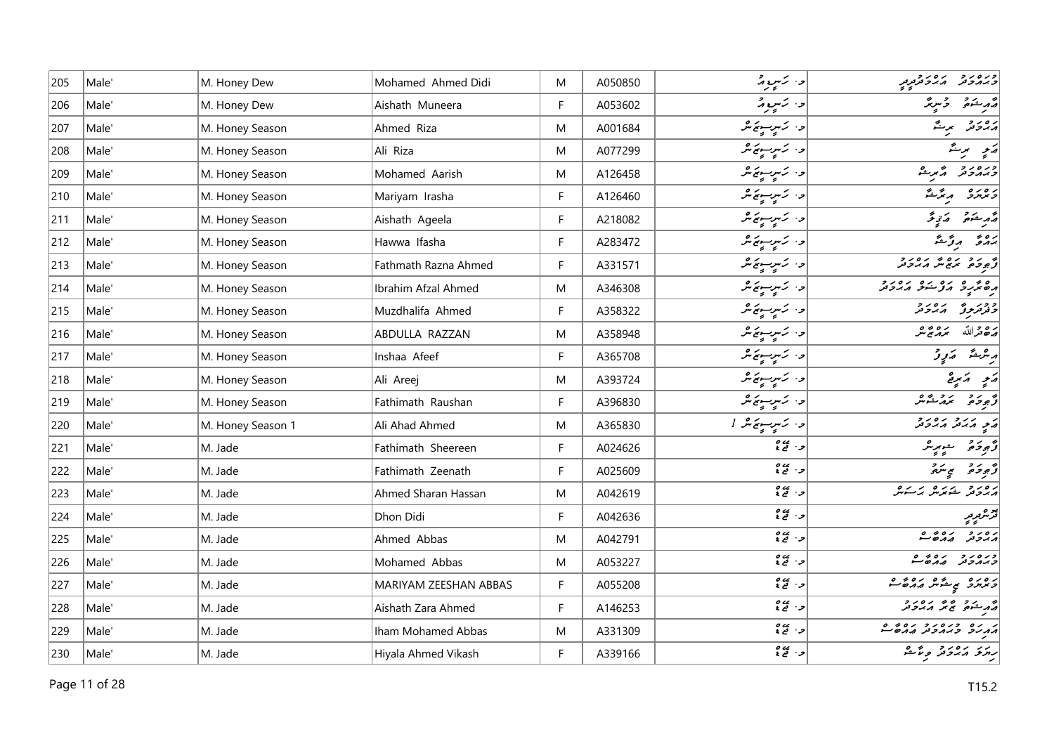| 205 | Male' | M. Honey Dew | Mohamed Ahmed Didi | M | A050850 | މ. ހަނީޑިއު | މުހައްމަދު އަހްމަދުދީދީ |
|---|---|---|---|---|---|---|---|
| 206 | Male' | M. Honey Dew | Aishath Muneera | F | A053602 | މ. ހަނީޑިއު | އައިޝަތު މުނީރާ |
| 207 | Male' | M. Honey Season | Ahmed Riza | M | A001684 | މ. ހަނީސީޒަން | އަހްމަދު ރިޟާ |
| 208 | Male' | M. Honey Season | Ali Riza | M | A077299 | މ. ހަނީސީޒަން | އަލި ރިޟާ |
| 209 | Male' | M. Honey Season | Mohamed Aarish | M | A126458 | މ. ހަނީސީޒަން | މުހައްމަދު އާރިޝް |
| 210 | Male' | M. Honey Season | Mariyam Irasha | F | A126460 | މ. ހަނީސީޒަން | މަރިޔަމް އިރާޝާ |
| 211 | Male' | M. Honey Season | Aishath Ageela | F | A218082 | މ. ހަނީސީޒަން | އައިޝަތު އަގީލާ |
| 212 | Male' | M. Honey Season | Hawwa Ifasha | F | A283472 | މ. ހަނީސީޒަން | ހައްވާ އިފާޝާ |
| 213 | Male' | M. Honey Season | Fathmath Razna Ahmed | F | A331571 | މ. ހަނީސީޒަން | ފާތިމަތު ރަޒްނާ އަހްމަދު |
| 214 | Male' | M. Honey Season | Ibrahim Afzal Ahmed | M | A346308 | މ. ހަނީސީޒަން | އިބްރާހިމް އަފްޟަލް އަހްމަދު |
| 215 | Male' | M. Honey Season | Muzdhalifa Ahmed | F | A358322 | މ. ހަނީސީޒަން | މުޒްދަލިފާ އަހްމަދު |
| 216 | Male' | M. Honey Season | ABDULLA RAZZAN | M | A358948 | މ. ހަނީސީޒަން | އަބްދުﷲ ރައްޒާން |
| 217 | Male' | M. Honey Season | Inshaa Afeef | F | A365708 | މ. ހަނީސީޒަން | އިންޝާ އަފީފު |
| 218 | Male' | M. Honey Season | Ali Areej | M | A393724 | މ. ހަނީސީޒަން | އަލި އަރީޖް |
| 219 | Male' | M. Honey Season | Fathimath Raushan | F | A396830 | މ. ހަނީސީޒަން | ފާތިމަތު ރައުޝަން |
| 220 | Male' | M. Honey Season 1 | Ali Ahad Ahmed | M | A365830 | މ. ހަނީސީޒަން 1 | އަލި އަހަދު އަހްމަދު |
| 221 | Male' | M. Jade | Fathimath Sheereen | F | A024626 | މ. ޖޭޑް | ފާތިމަތު ޝީރީން |
| 222 | Male' | M. Jade | Fathimath Zeenath | F | A025609 | މ. ޖޭޑް | ފާތިމަތު ޒީނަތު |
| 223 | Male' | M. Jade | Ahmed Sharan Hassan | M | A042619 | މ. ޖޭޑް | އަހްމަދު ޝަރަން ހަސަން |
| 224 | Male' | M. Jade | Dhon Didi | F | A042636 | މ. ޖޭޑް | ދޮންދީދީ |
| 225 | Male' | M. Jade | Ahmed Abbas | M | A042791 | މ. ޖޭޑް | އަހްމަދު އައްބާސް |
| 226 | Male' | M. Jade | Mohamed Abbas | M | A053227 | މ. ޖޭޑް | މުހައްމަދު އައްބާސް |
| 227 | Male' | M. Jade | MARIYAM ZEESHAN ABBAS | F | A055208 | މ. ޖޭޑް | މަރިޔަމް ޒީޝާން އައްބާސް |
| 228 | Male' | M. Jade | Aishath Zara Ahmed | F | A146253 | މ. ޖޭޑް | އައިޝަތު ޒާރާ އަހްމަދު |
| 229 | Male' | M. Jade | Iham Mohamed Abbas | M | A331309 | މ. ޖޭޑް | އިހަމް މުހައްމަދު އައްބާސް |
| 230 | Male' | M. Jade | Hiyala Ahmed Vikash | F | A339166 | މ. ޖޭޑް | ހިޔަލާ އަހްމަދު ވިކާޝް |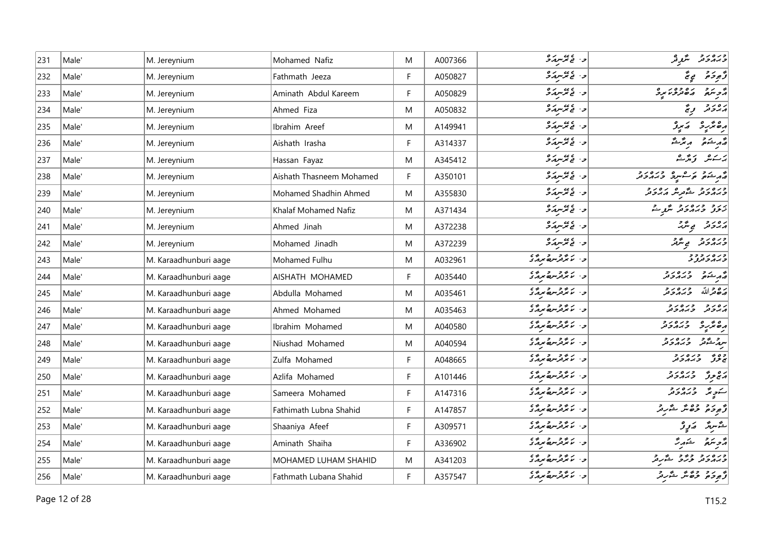| 231 | Male' | M. Jereynium | Mohamed Nafiz | M | A007366 | މ. ޖެރޭނިއަމް | މުހައްމަދު ނާފިޒް |
|---|---|---|---|---|---|---|---|
| 232 | Male' | M. Jereynium | Fathmath Jeeza | F | A050827 | މ. ޖެރޭނިއަމް | ފާތިމަތު ޖީޒާ |
| 233 | Male' | M. Jereynium | Aminath Abdul Kareem | F | A050829 | މ. ޖެރޭނިއަމް | އާމިނަތު އަބްދުލްކަރީމް |
| 234 | Male' | M. Jereynium | Ahmed Fiza | M | A050832 | މ. ޖެރޭނިއަމް | އަހްމަދު ފިޒާ |
| 235 | Male' | M. Jereynium | Ibrahim Areef | M | A149941 | މ. ޖެރޭނިއަމް | އިބްރާހިމް އަރީފް |
| 236 | Male' | M. Jereynium | Aishath Irasha | F | A314337 | މ. ޖެރޭނިއަމް | އާއިޝަތު އިރާޝާ |
| 237 | Male' | M. Jereynium | Hassan Fayaz | M | A345412 | މ. ޖެރޭނިއަމް | ހަސަން ފަޔާޒް |
| 238 | Male' | M. Jereynium | Aishath Thasneem Mohamed | F | A350101 | މ. ޖެރޭނިއަމް | އާއިޝަތު ތަސްނީމް މުހައްމަދު |
| 239 | Male' | M. Jereynium | Mohamed Shadhin Ahmed | M | A355830 | މ. ޖެރޭނިއަމް | މުހައްމަދު ޝާދިން އަހްމަދު |
| 240 | Male' | M. Jereynium | Khalaf Mohamed Nafiz | M | A371434 | މ. ޖެރޭނިއަމް | ޚަލަފް މުހައްމަދު ނާފިޒް |
| 241 | Male' | M. Jereynium | Ahmed Jinah | M | A372238 | މ. ޖެރޭނިއަމް | އަހްމަދު ޖިނާހް |
| 242 | Male' | M. Jereynium | Mohamed Jinadh | M | A372239 | މ. ޖެރޭނިއަމް | މުހައްމަދު ޖިނާދު |
| 243 | Male' | M. Karaadhunburi aage | Mohamed Fulhu | M | A032961 | މ. ކަރާދުނބުރިއާގެ | މުހައްމަދުފުޅު |
| 244 | Male' | M. Karaadhunburi aage | AISHATH MOHAMED | F | A035440 | މ. ކަރާދުނބުރިއާގެ | އާއިޝަތު މުހައްމަދު |
| 245 | Male' | M. Karaadhunburi aage | Abdulla Mohamed | M | A035461 | މ. ކަރާދުނބުރިއާގެ | އަބްދުﷲ މުހައްމަދު |
| 246 | Male' | M. Karaadhunburi aage | Ahmed Mohamed | M | A035463 | މ. ކަރާދުނބުރިއާގެ | އަހްމަދު މުހައްމަދު |
| 247 | Male' | M. Karaadhunburi aage | Ibrahim Mohamed | M | A040580 | މ. ކަރާދުނބުރިއާގެ | އިބްރާހިމް މުހައްމަދު |
| 248 | Male' | M. Karaadhunburi aage | Niushad Mohamed | M | A040594 | މ. ކަރާދުނބުރިއާގެ | ނިއުޝާދު މުހައްމަދު |
| 249 | Male' | M. Karaadhunburi aage | Zulfa Mohamed | F | A048665 | މ. ކަރާދުނބުރިއާގެ | ޒުލްފާ މުހައްމަދު |
| 250 | Male' | M. Karaadhunburi aage | Azlifa Mohamed | F | A101446 | މ. ކަރާދުނބުރިއާގެ | އަޒްލިފާ މުހައްމަދު |
| 251 | Male' | M. Karaadhunburi aage | Sameera Mohamed | F | A147316 | މ. ކަރާދުނބުރިއާގެ | ސަމީރާ މުހައްމަދު |
| 252 | Male' | M. Karaadhunburi aage | Fathimath Lubna Shahid | F | A147857 | މ. ކަރާދުނބުރިއާގެ | ފާތިމަތު ލުބްނާ ޝާހިދު |
| 253 | Male' | M. Karaadhunburi aage | Shaaniya Afeef | F | A309571 | މ. ކަރާދުނބުރިއާގެ | ޝާނިޔާ އަފީފް |
| 254 | Male' | M. Karaadhunburi aage | Aminath Shaiha | F | A336902 | މ. ކަރާދުނބުރިއާގެ | އާމިނަތު ޝައިހާ |
| 255 | Male' | M. Karaadhunburi aage | MOHAMED LUHAM SHAHID | M | A341203 | މ. ކަރާދުނބުރިއާގެ | މުހައްމަދު ލުހާމް ޝާހިދު |
| 256 | Male' | M. Karaadhunburi aage | Fathmath Lubana Shahid | F | A357547 | މ. ކަރާދުނބުރިއާގެ | ފާތިމަތު ލުބާނާ ޝާހިދު |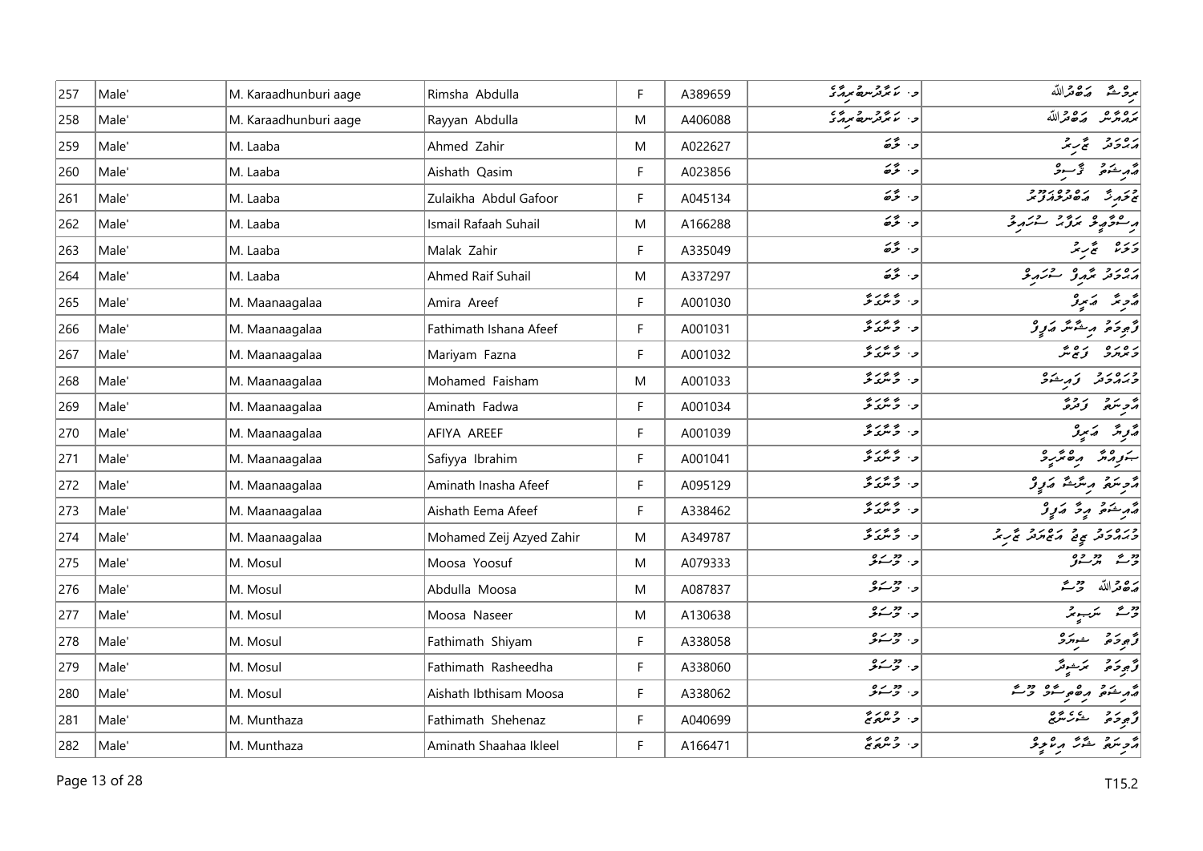| 257 | Male' | M. Karaadhunburi aage | Rimsha Abdulla | F | A389659 | މ.ކަރާދުނބުރި އާގެ | ރިމްޝާ އަބްދުﷲ |
|---|---|---|---|---|---|---|---|
| 258 | Male' | M. Karaadhunburi aage | Rayyan Abdulla | M | A406088 | މ. ކަރާދުނބުރި އާގެ | ރައްޔާން އަބްދުﷲ |
| 259 | Male' | M. Laaba | Ahmed Zahir | M | A022627 | މ. ލާބަ | އަހުމަދު ޒާހިރު |
| 260 | Male' | M. Laaba | Aishath Qasim | F | A023856 | މ. ލާބަ | އައިޝަތު ޤާސިމް |
| 261 | Male' | M. Laaba | Zulaikha Abdul Gafoor | F | A045134 | މ. ލާބަ | ޒުލައިޚާ އަބްދުލްޣަފޫރު |
| 262 | Male' | M. Laaba | Ismail Rafaah Suhail | M | A166288 | މ. ލާބަ | އިސްމާޢީލް ރަފާހް ސުހައިލް |
| 263 | Male' | M. Laaba | Malak Zahir | F | A335049 | މ. ލާބަ | މަލަކް ޒާހިރު |
| 264 | Male' | M. Laaba | Ahmed Raif Suhail | M | A337297 | މ. ލާބަ | އަހުމަދު ރާއިފް ސުހައިލް |
| 265 | Male' | M. Maanaagalaa | Amira Areef | F | A001030 | މ. މާނާގަލާ | އާމިރާ އަރީފް |
| 266 | Male' | M. Maanaagalaa | Fathimath Ishana Afeef | F | A001031 | މ. މާނާގަލާ | ފާތިމަތު އިޝާނާ އަފީފް |
| 267 | Male' | M. Maanaagalaa | Mariyam Fazna | F | A001032 | މ. މާނާގަލާ | މަރިޔަމް ފަޒްނާ |
| 268 | Male' | M. Maanaagalaa | Mohamed Faisham | M | A001033 | މ. މާނާގަލާ | މުހައްމަދު ފައިޝަމް |
| 269 | Male' | M. Maanaagalaa | Aminath Fadwa | F | A001034 | މ. މާނާގަލާ | އާމިނަތު ފަދުވާ |
| 270 | Male' | M. Maanaagalaa | AFIYA AREEF | F | A001039 | މ. މާނާގަލާ | އާފިޔާ އަރީފް |
| 271 | Male' | M. Maanaagalaa | Safiyya Ibrahim | F | A001041 | މ. މާނާގަލާ | ސަފިއްޔާ އިބްރާހިމް |
| 272 | Male' | M. Maanaagalaa | Aminath Inasha Afeef | F | A095129 | މ. މާނާގަލާ | އާމިނަތު އިނާޝާ އަފީފް |
| 273 | Male' | M. Maanaagalaa | Aishath Eema Afeef | F | A338462 | މ. މާނާގަލާ | އައިޝަތު އީމާ އަފީފް |
| 274 | Male' | M. Maanaagalaa | Mohamed Zeij Azyed Zahir | M | A349787 | މ. މާނާގަލާ | މުހައްމަދު ޒީޖް އަޒްޔަދު ޒާހިރު |
| 275 | Male' | M. Mosul | Moosa Yoosuf | M | A079333 | މ. މޫސަލް | މޫސާ ޔޫސުފް |
| 276 | Male' | M. Mosul | Abdulla Moosa | M | A087837 | މ. މޫސަލް | އަބްދުﷲ މޫސާ |
| 277 | Male' | M. Mosul | Moosa Naseer | M | A130638 | މ. މޫސަލް | މޫސާ ނަސީރު |
| 278 | Male' | M. Mosul | Fathimath Shiyam | F | A338058 | މ. މޫސަލް | ފާތިމަތު ޝިޔާމް |
| 279 | Male' | M. Mosul | Fathimath Rasheedha | F | A338060 | މ. މޫސަލް | ފާތިމަތު ރަޝީދާ |
| 280 | Male' | M. Mosul | Aishath Ibthisam Moosa | F | A338062 | މ. މޫސަލް | އައިޝަތު އިބްތިސާމް މޫސާ |
| 281 | Male' | M. Munthaza | Fathimath Shehenaz | F | A040699 | މ. މުންތަޒާ | ފާތިމަތު ޝެހެނާޒް |
| 282 | Male' | M. Munthaza | Aminath Shaahaa Ikleel | F | A166471 | މ. މުންތަޒާ | އާމިނަތު ޝާހާ އިކްލީލް |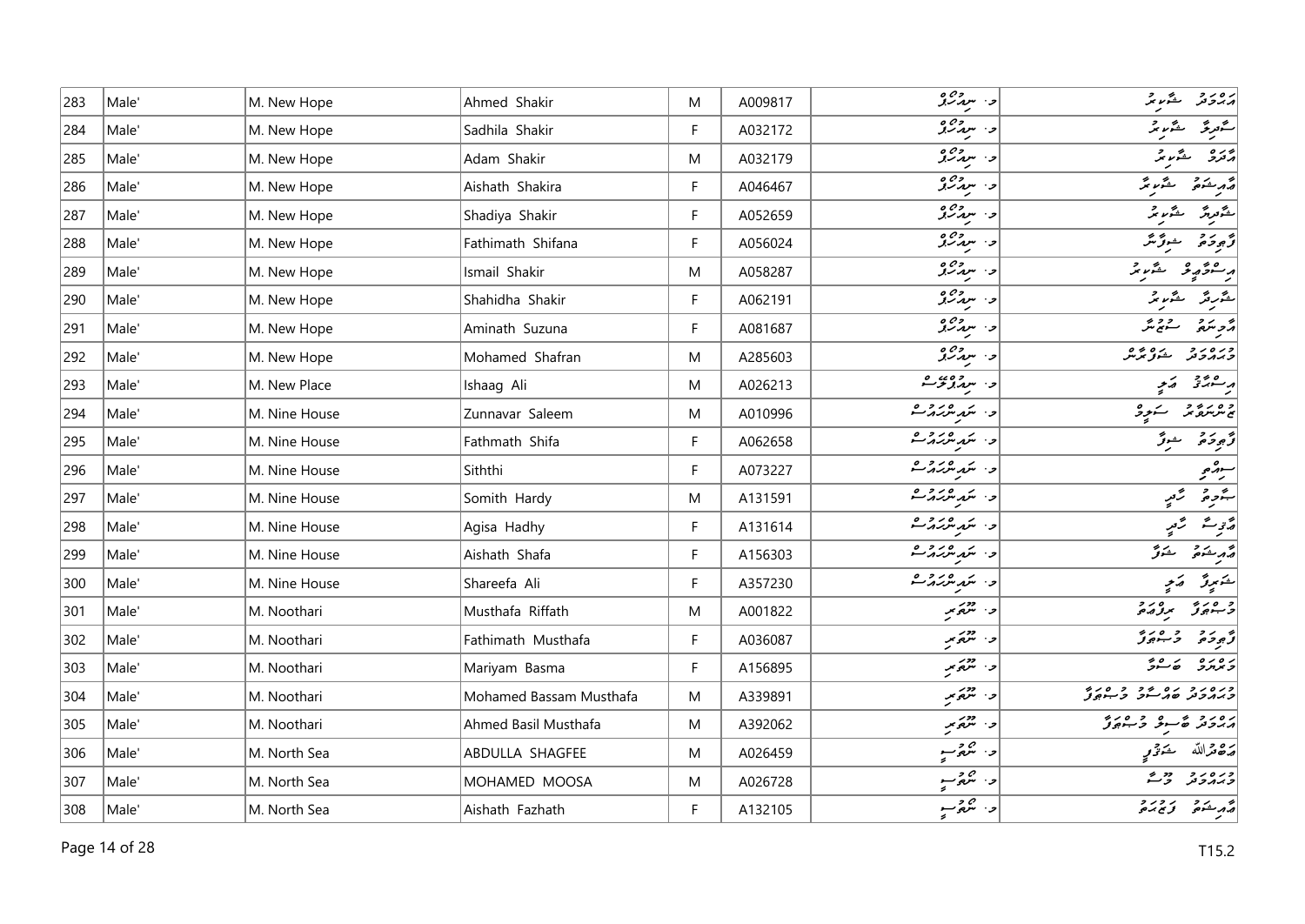| 283 | Male' | M. New Hope | Ahmed Shakir | M | A009817 | މ. ނިއުހޯޕް | އަހްމަދު ޝާކިރު |
|---|---|---|---|---|---|---|---|
| 284 | Male' | M. New Hope | Sadhila Shakir | F | A032172 | މ. ނިއުހޯޕް | ސާދިލާ ޝާކިރު |
| 285 | Male' | M. New Hope | Adam Shakir | M | A032179 | މ. ނިއުހޯޕް | އާދަމް ޝާކިރު |
| 286 | Male' | M. New Hope | Aishath Shakira | F | A046467 | މ. ނިއުހޯޕް | އާއިށަތު ޝާކިރާ |
| 287 | Male' | M. New Hope | Shadiya Shakir | F | A052659 | މ. ނިއުހޯޕް | ޝާދިޔާ ޝާކިރު |
| 288 | Male' | M. New Hope | Fathimath Shifana | F | A056024 | މ. ނިއުހޯޕް | ފާތިމަތު ޝިފާނާ |
| 289 | Male' | M. New Hope | Ismail Shakir | M | A058287 | މ. ނިއުހޯޕް | އިސްމާއީލް ޝާކިރު |
| 290 | Male' | M. New Hope | Shahidha Shakir | F | A062191 | މ. ނިއުހޯޕް | ޝާހިދާ ޝާކިރު |
| 291 | Male' | M. New Hope | Aminath Suzuna | F | A081687 | މ. ނިއުހޯޕް | އާމިނަތު ސުޒޫނާ |
| 292 | Male' | M. New Hope | Mohamed Shafran | M | A285603 | މ. ނިއުހޯޕް | މުޙައްމަދު ޝަފްރާން |
| 293 | Male' | M. New Place | Ishaag Ali | M | A026213 | މ. ނިއުޕްލޭސް | އިސްޙާޤު އަލި |
| 294 | Male' | M. Nine House | Zunnavar Saleem | M | A010996 | މ. ނައިންހައުސް | ޒުންނަވާރު ސަލީމް |
| 295 | Male' | M. Nine House | Fathmath Shifa | F | A062658 | މ. ނައިންހައުސް | ފާތިމަތު ޝިފާ |
| 296 | Male' | M. Nine House | Siththi | F | A073227 | މ. ނައިންހައުސް | ސިއްތި |
| 297 | Male' | M. Nine House | Somith Hardy | M | A131591 | މ. ނައިންހައުސް | ސޯމިތު ހާޑީ |
| 298 | Male' | M. Nine House | Agisa Hadhy | F | A131614 | މ. ނައިންހައުސް | އާގިސާ ހާދީ |
| 299 | Male' | M. Nine House | Aishath Shafa | F | A156303 | މ. ނައިންހައުސް | އާއިށަތު ޝަފާ |
| 300 | Male' | M. Nine House | Shareefa Ali | F | A357230 | މ. ނައިންހައުސް | ޝަރީފާ އަލި |
| 301 | Male' | M. Noothari | Musthafa Riffath | M | A001822 | މ. ނޫތަރި | މުސްތަފާ ރިފްއަތު |
| 302 | Male' | M. Noothari | Fathimath Musthafa | F | A036087 | މ. ނޫތަރި | ފާތިމަތު މުސްތަފާ |
| 303 | Male' | M. Noothari | Mariyam Basma | F | A156895 | މ. ނޫތަރި | މަރިޔަމް ބަސްމާ |
| 304 | Male' | M. Noothari | Mohamed Bassam Musthafa | M | A339891 | މ. ނޫތަރި | މުޙައްމަދު ބައްސާމް މުސްތަފާ |
| 305 | Male' | M. Noothari | Ahmed Basil Musthafa | M | A392062 | މ. ނޫތަރި | އަހްމަދު ބާސިލް މުސްތަފާ |
| 306 | Male' | M. North Sea | ABDULLA SHAGFEE | M | A026459 | މ. ނޯތްސީ | އަބްދުﷲ ޝަގްފީ |
| 307 | Male' | M. North Sea | MOHAMED MOOSA | M | A026728 | މ. ނޯތްސީ | މުޙައްމަދު މޫސާ |
| 308 | Male' | M. North Sea | Aishath Fazhath | F | A132105 | މ. ނޯތްސީ | އާއިށަތު ފަޒްހަތު |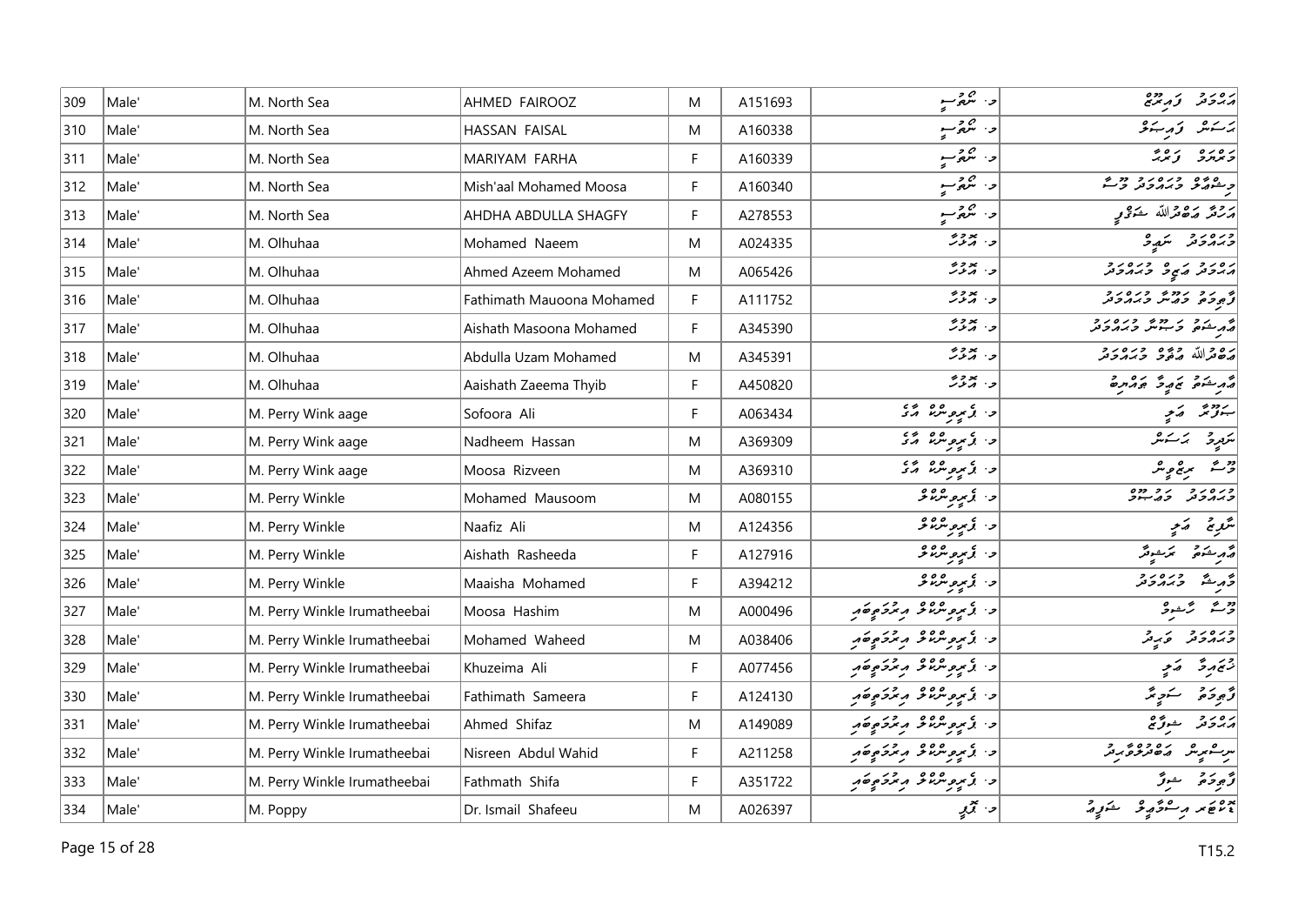| 309 | Male' | M. North Sea | AHMED FAIROOZ | M | A151693 | މ. ނޯތުސީ | އަޙްމަދު ފައިރޫޒު |
|---|---|---|---|---|---|---|---|
| 310 | Male' | M. North Sea | HASSAN FAISAL | M | A160338 | މ. ނޯތުސީ | ޙަސަން ފައިސަލް |
| 311 | Male' | M. North Sea | MARIYAM FARHA | F | A160339 | މ. ނޯތުސީ | މަރިޔަމް ފަރުހާ |
| 312 | Male' | M. North Sea | Mish'aal Mohamed Moosa | F | A160340 | މ. ނޯތުސީ | މިޝްޢާލް މުޙައްމަދު މޫސާ |
| 313 | Male' | M. North Sea | AHDHA ABDULLA SHAGFY | F | A278553 | މ. ނޯތުސީ | އަހުދާ އަބްދުﷲ ޝަގްފީ |
| 314 | Male' | M. Olhuhaa | Mohamed Naeem | M | A024335 | މ. އޮޅުހާ | މުޙައްމަދު ނައީމް |
| 315 | Male' | M. Olhuhaa | Ahmed Azeem Mohamed | M | A065426 | މ. އޮޅުހާ | އަޙްމަދު އަޒީމް މުޙައްމަދު |
| 316 | Male' | M. Olhuhaa | Fathimath Mauoona Mohamed | F | A111752 | މ. އޮޅުހާ | ފާތިމަތު މައުޫނާ މުޙައްމަދު |
| 317 | Male' | M. Olhuhaa | Aishath Masoona Mohamed | F | A345390 | މ. އޮޅުހާ | އާއިޝަތު މަސޫނާ މުޙައްމަދު |
| 318 | Male' | M. Olhuhaa | Abdulla Uzam Mohamed | M | A345391 | މ. އޮޅުހާ | އަބްދުﷲ އުޒާމް މުޙައްމަދު |
| 319 | Male' | M. Olhuhaa | Aaishath Zaeema Thyib | F | A450820 | މ. އޮޅުހާ | އާއިޝަތު ޒަޢީމާ ޠައްޔިބު |
| 320 | Male' | M. Perry Wink aage | Sofoora Ali | F | A063434 | މ. ޕެރީވިންކް އާގެ | ސަފޫރާ ޢަލީ |
| 321 | Male' | M. Perry Wink aage | Nadheem Hassan | M | A369309 | މ. ޕެރީވިންކް އާގެ | ނަދީމް ޙަސަން |
| 322 | Male' | M. Perry Wink aage | Moosa Rizveen | M | A369310 | މ. ޕެރީވިންކް އާގެ | މޫސާ ރިޒްވީން |
| 323 | Male' | M. Perry Winkle | Mohamed Mausoom | M | A080155 | މ. ޕެރީވިންކަލް | މުޙައްމަދު މައުޞޫމް |
| 324 | Male' | M. Perry Winkle | Naafiz Ali | M | A124356 | މ. ޕެރީވިންކަލް | ނާފިޒް ޢަލީ |
| 325 | Male' | M. Perry Winkle | Aishath Rasheeda | F | A127916 | މ. ޕެރީވިންކަލް | އާއިޝަތު ރަޝީދާ |
| 326 | Male' | M. Perry Winkle | Maaisha Mohamed | F | A394212 | މ. ޕެރީވިންކަލް | މާއިޝާ މުޙައްމަދު |
| 327 | Male' | M. Perry Winkle Irumatheebai | Moosa Hashim | M | A000496 | މ. ޕެރީވިންކަލް އިރުމަތީބައި | މޫސާ ހާޝިމް |
| 328 | Male' | M. Perry Winkle Irumatheebai | Mohamed Waheed | M | A038406 | މ. ޕެރީވިންކަލް އިރުމަތީބައި | މުޙައްމަދު ވަޙީދު |
| 329 | Male' | M. Perry Winkle Irumatheebai | Khuzeima Ali | F | A077456 | މ. ޕެރީވިންކަލް އިރުމަތީބައި | ހުޒައިމާ ޢަލީ |
| 330 | Male' | M. Perry Winkle Irumatheebai | Fathimath Sameera | F | A124130 | މ. ޕެރީވިންކަލް އިރުމަތީބައި | ފާތިމަތު ސަމީރާ |
| 331 | Male' | M. Perry Winkle Irumatheebai | Ahmed Shifaz | M | A149089 | މ. ޕެރީވިންކަލް އިރުމަތީބައި | އަޙްމަދު ޝިފާޒް |
| 332 | Male' | M. Perry Winkle Irumatheebai | Nisreen Abdul Wahid | F | A211258 | މ. ޕެރީވިންކަލް އިރުމަތީބައި | ނިސްރީން އަބްދުލްވާހިދު |
| 333 | Male' | M. Perry Winkle Irumatheebai | Fathmath Shifa | F | A351722 | މ. ޕެރީވިންކަލް އިރުމަތީބައި | ފާތިމަތު ޝިފާ |
| 334 | Male' | M. Poppy | Dr. Ismail Shafeeu | M | A026397 | މ. ޕޮޕީ | ޑޮކްޓަރ އިސްމާޢީލް ޝަފީޢު |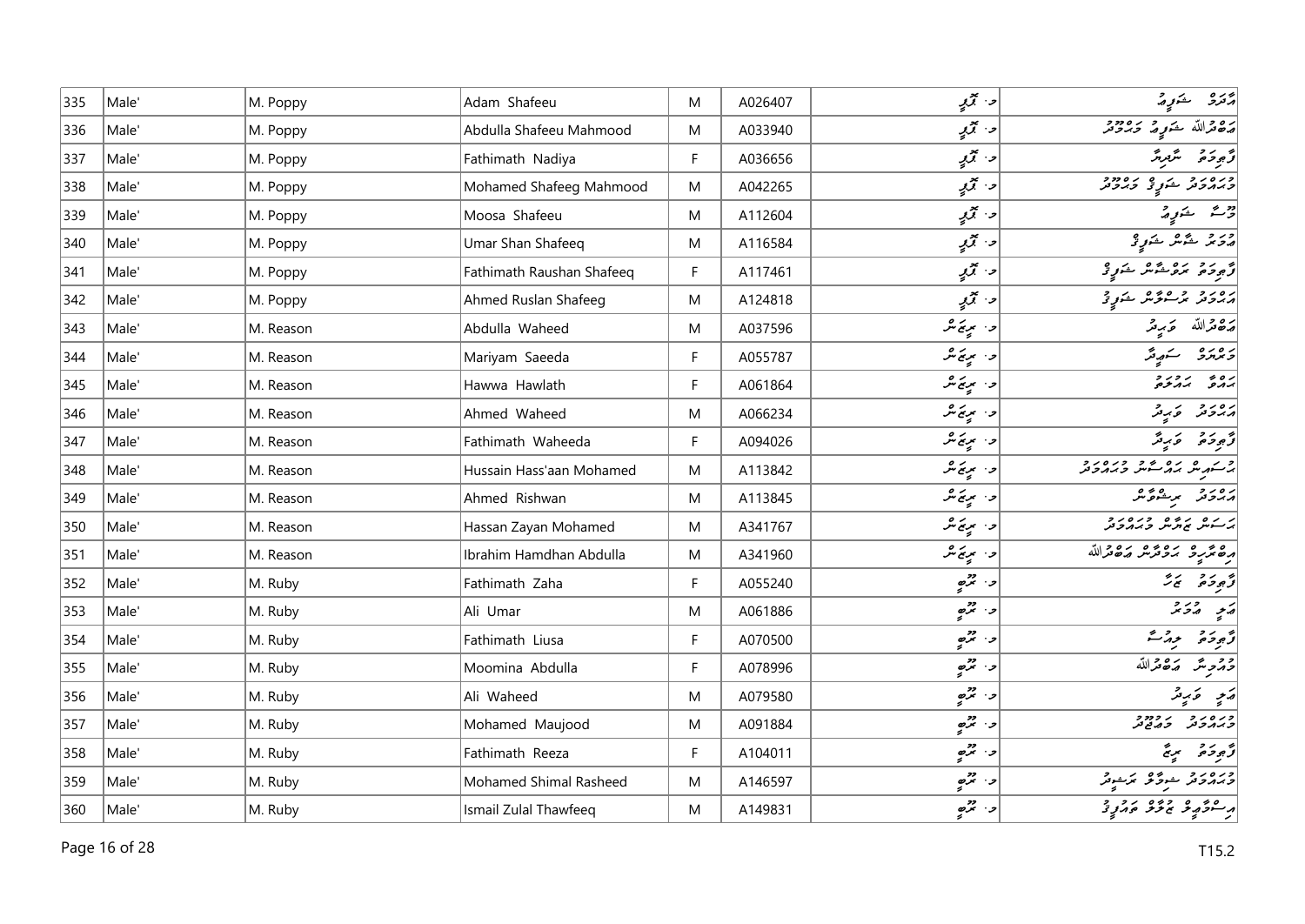| 335 | Male' | M. Poppy | Adam Shafeeu | M | A026407 | މ. ޕޮޕީ | އާދަމް ޝަފީއު |
|---|---|---|---|---|---|---|---|
| 336 | Male' | M. Poppy | Abdulla Shafeeu Mahmood | M | A033940 | މ. ޕޮޕީ | އަބްދުﷲ ޝަފީއު މަޙްމޫދު |
| 337 | Male' | M. Poppy | Fathimath Nadiya | F | A036656 | މ. ޕޮޕީ | ފާތިމަތު ނާދިޔާ |
| 338 | Male' | M. Poppy | Mohamed Shafeeg Mahmood | M | A042265 | މ. ޕޮޕީ | މުޙައްމަދު ޝަފީގު މަޙްމޫދު |
| 339 | Male' | M. Poppy | Moosa Shafeeu | M | A112604 | މ. ޕޮޕީ | މޫސާ ޝަފީއު |
| 340 | Male' | M. Poppy | Umar Shan Shafeeq | M | A116584 | މ. ޕޮޕީ | އުމަރު ޝާން ޝަފީޤު |
| 341 | Male' | M. Poppy | Fathimath Raushan Shafeeq | F | A117461 | މ. ޕޮޕީ | ފާތިމަތު ރައުޝަން ޝަފީޤު |
| 342 | Male' | M. Poppy | Ahmed Ruslan Shafeeg | M | A124818 | މ. ޕޮޕީ | އަޙްމަދު ރުސްލާން ޝަފީގު |
| 343 | Male' | M. Reason | Abdulla Waheed | M | A037596 | މ. ރީޒަން | އަބްދުﷲ ވަޙީދު |
| 344 | Male' | M. Reason | Mariyam Saeeda | F | A055787 | މ. ރީޒަން | މަރިޔަމް ސައީދާ |
| 345 | Male' | M. Reason | Hawwa Hawlath | F | A061864 | މ. ރީޒަން | ހައްވާ ހައުލަތު |
| 346 | Male' | M. Reason | Ahmed Waheed | M | A066234 | މ. ރީޒަން | އަޙްމަދު ވަޙީދު |
| 347 | Male' | M. Reason | Fathimath Waheeda | F | A094026 | މ. ރީޒަން | ފާތިމަތު ވަޙީދާ |
| 348 | Male' | M. Reason | Hussain Hass'aan Mohamed | M | A113842 | މ. ރީޒަން | ހުސައިން ހައްސާން މުޙައްމަދު |
| 349 | Male' | M. Reason | Ahmed Rishwan | M | A113845 | މ. ރީޒަން | އަޙްމަދު ރިޝްވާން |
| 350 | Male' | M. Reason | Hassan Zayan Mohamed | M | A341767 | މ. ރީޒަން | ހަސަން ޒަޔާން މުޙައްމަދު |
| 351 | Male' | M. Reason | Ibrahim Hamdhan Abdulla | M | A341960 | މ. ރީޒަން | އިބްރާހީމް ހަމްދާން އަބްދުﷲ |
| 352 | Male' | M. Ruby | Fathimath Zaha | F | A055240 | މ. ރޫބީ | ފާތިމަތު ޒަހާ |
| 353 | Male' | M. Ruby | Ali Umar | M | A061886 | މ. ރޫބީ | އަލި އުމަރު |
| 354 | Male' | M. Ruby | Fathimath Liusa | F | A070500 | މ. ރޫބީ | ފާތިމަތު ލިއުސާ |
| 355 | Male' | M. Ruby | Moomina Abdulla | F | A078996 | މ. ރޫބީ | މޫމިނާ އަބްދުﷲ |
| 356 | Male' | M. Ruby | Ali Waheed | M | A079580 | މ. ރޫބީ | އަލި ވަޙީދު |
| 357 | Male' | M. Ruby | Mohamed Maujood | M | A091884 | މ. ރޫބީ | މުޙައްމަދު މައުޖޫދު |
| 358 | Male' | M. Ruby | Fathimath Reeza | F | A104011 | މ. ރޫބީ | ފާތިމަތު ރީޒާ |
| 359 | Male' | M. Ruby | Mohamed Shimal Rasheed | M | A146597 | މ. ރޫބީ | މުޙައްމަދު ޝިމާލް ރަޝީދު |
| 360 | Male' | M. Ruby | Ismail Zulal Thawfeeq | M | A149831 | މ. ރޫބީ | އިސްމާޢީލް ޒުލާލް ތައުފީޤު |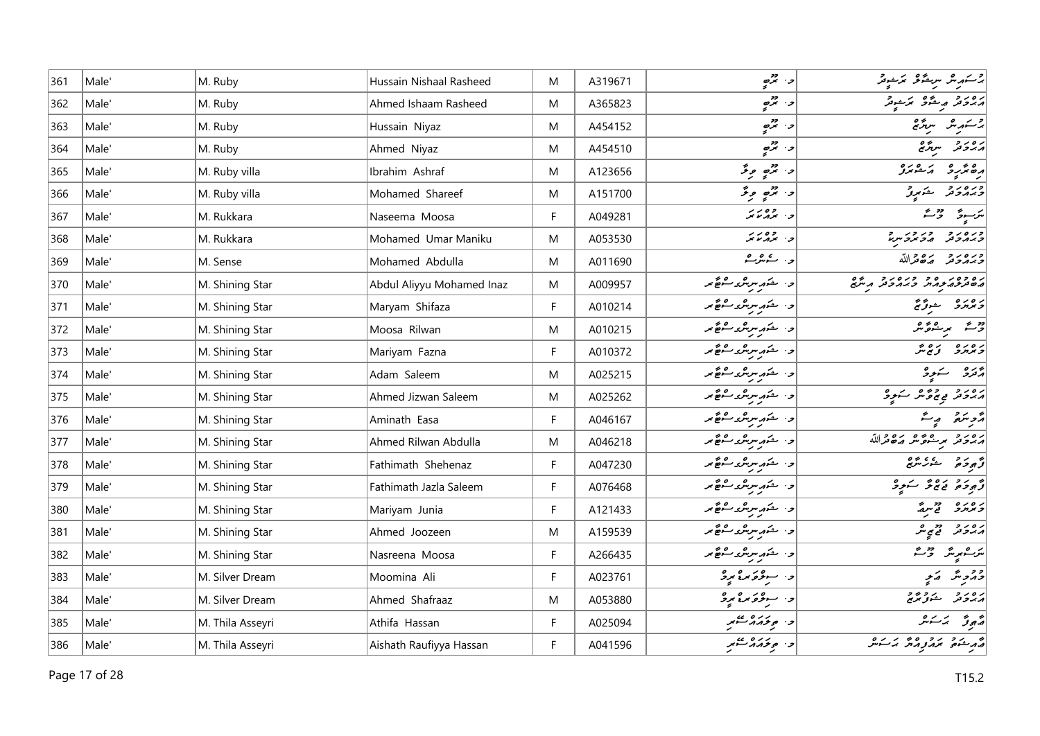| 361 | Male' | M. Ruby | Hussain Nishaal Rasheed | M | A319671 | و. ترّھِ | بڑسەمرىش سرىشەنج ترشيقر |
|---|---|---|---|---|---|---|---|
| 362 | Male' | M. Ruby | Ahmed Ishaam Rasheed | M | A365823 | و. ترّھِ | ﺃﺭﺩﺩﺭ ﻣﺮﺷﺪ ﺗﺮﺷﻴﺪ |
| 363 | Male' | M. Ruby | Hussain Niyaz | M | A454152 | و. ترّھِ | برسەمرىش سرىرى |
| 364 | Male' | M. Ruby | Ahmed Niyaz | M | A454510 | و. ترّھِ | ﺃﺭﺩﺩﺭ ﺳﺮﻳﺞ |
| 365 | Male' | M. Ruby villa | Ibrahim Ashraf | M | A123656 | و. ترّھِ ﻭﻣُﺮ | ﻣﻪﺗﺮﺭﻭ ﻣﺸﻮﺗﺮﻭ |
| 366 | Male' | M. Ruby villa | Mohamed Shareef | M | A151700 | و. ترّھِ ﻭﻣُﺮ | ﻭﺑﺮﻩﺩﺭ ﺷﻪﻣﺮﻭ |
| 367 | Male' | M. Rukkara | Naseema Moosa | F | A049281 | و. ﺑﺮﻩﻧﺎﺑﺮ | ﺳﺮﺳﻮﺩ ﺩﺳﻪ |
| 368 | Male' | M. Rukkara | Mohamed Umar Maniku | M | A053530 | و. ﺑﺮﻩﻧﺎﺑﺮ | ﻭﺑﺮﻩﺩﺭ ﻣﻪﺑﺮﻭﺳﺮﻳ |
| 369 | Male' | M. Sense | Mohamed Abdulla | M | A011690 | و. ﺳﻪﻣﺮﺳﻪ | ﻭﺑﺮﻩﺩﺭ ﻣﻪﻫﻤﺮﺍﻟﻠﻪ |
| 370 | Male' | M. Shining Star | Abdul Aliyyu Mohamed Inaz | M | A009957 | و. ﺷﻪﻣﺮﺳﺮﻳﺮﻭ ﺳﻪﻫﺒﺮ | ﻣﻪﻫﻤﺮﻭﻣﻪﻣﺮﻳ ﻭﺑﺮﻩﺩﺭ ﻣﺮﺳﺮﻳ |
| 371 | Male' | M. Shining Star | Maryam Shifaza | F | A010214 | و. ﺷﻪﻣﺮﺳﺮﻳﺮﻭ ﺳﻪﻫﺒﺮ | ﻭﺑﺮﺑﺮﻭ ﺷﻮﻭﺗﺞ |
| 372 | Male' | M. Shining Star | Moosa Rilwan | M | A010215 | و. ﺷﻪﻣﺮﺳﺮﻳﺮﻭ ﺳﻪﻫﺒﺮ | ﺩﺳﻪ ﺑﺮﺷﻮﻭﺗﺮ |
| 373 | Male' | M. Shining Star | Mariyam Fazna | F | A010372 | و. ﺷﻪﻣﺮﺳﺮﻳﺮﻭ ﺳﻪﻫﺒﺮ | ﻭﺑﺮﺑﺮﻭ ﻭﺗﺞﺗﺮ |
| 374 | Male' | M. Shining Star | Adam Saleem | M | A025215 | و. ﺷﻪﻣﺮﺳﺮﻳﺮﻭ ﺳﻪﻫﺒﺮ | ﻣﺗﺮﻭ ﺳﻪﻣﻮﻭ |
| 375 | Male' | M. Shining Star | Ahmed Jizwan Saleem | M | A025262 | و. ﺷﻪﻣﺮﺳﺮﻳﺮﻭ ﺳﻪﻫﺒﺮ | ﺃﺭﺩﺩﺭ ﻣﻮﺗﺞﻭﺗﺮ ﺳﻪﻣﻮﻭ |
| 376 | Male' | M. Shining Star | Aminath Easa | F | A046167 | و. ﺷﻪﻣﺮﺳﺮﻳﺮﻭ ﺳﻪﻫﺒﺮ | ﻣﺮﻭﺳﺮﻫﻮ ﻣﻮﺳﻪ |
| 377 | Male' | M. Shining Star | Ahmed Rilwan Abdulla | M | A046218 | و. ﺷﻪﻣﺮﺳﺮﻳﺮﻭ ﺳﻪﻫﺒﺮ | ﺃﺭﺩﺩﺭ ﺑﺮﺷﻮﻭﺗﺮ ﻣﻪﻫﻤﺮﺍﻟﻠﻪ |
| 378 | Male' | M. Shining Star | Fathimath Shehenaz | F | A047230 | و. ﺷﻪﻣﺮﺳﺮﻳﺮﻭ ﺳﻪﻫﺒﺮ | ﻭﻣﻮﺩﻭ ﺷﻪﺭﺳﺮﻳ |
| 379 | Male' | M. Shining Star | Fathimath Jazla Saleem | F | A076468 | و. ﺷﻪﻣﺮﺳﺮﻳﺮﻭ ﺳﻪﻫﺒﺮ | ﻭﻣﻮﺩﻭ ﺗﺞﻭﺗﺮ ﺳﻪﻣﻮﻭ |
| 380 | Male' | M. Shining Star | Mariyam Junia | F | A121433 | و. ﺷﻪﻣﺮﺳﺮﻳﺮﻭ ﺳﻪﻫﺒﺮ | ﻭﺑﺮﺑﺮﻭ ﺗﺞﺳﺮﻣﻪ |
| 381 | Male' | M. Shining Star | Ahmed Joozeen | M | A159539 | و. ﺷﻪﻣﺮﺳﺮﻳﺮﻭ ﺳﻪﻫﺒﺮ | ﺃﺭﺩﺩﺭ ﺗﺞﻣﻮﺗﺮ |
| 382 | Male' | M. Shining Star | Nasreena Moosa | F | A266435 | و. ﺷﻪﻣﺮﺳﺮﻳﺮﻭ ﺳﻪﻫﺒﺮ | ﺳﺮﺷﻮﻣﺮﺗﺮ ﺩﺳﻪ |
| 383 | Male' | M. Silver Dream | Moomina Ali | F | A023761 | و. ﺳﻮﻭﻭﻣﺮﻩ ﻣﺮﻭ | ﺩﺩﻭﺗﺮ ﻣﻪﻣﻮ |
| 384 | Male' | M. Silver Dream | Ahmed Shafraaz | M | A053880 | و. ﺳﻮﻭﻭﻣﺮﻩ ﻣﺮﻭ | ﺃﺭﺩﺩﺭ ﺷﻪﻭﺑﺮﺗﺞ |
| 385 | Male' | M. Thila Asseyri | Athifa Hassan | F | A025094 | و. ﻣﻮﺗﺮﻣﻪﺳﻪﻣﺮ | ﻣﻪﻣﻮﻭ ﺑﺮﺳﻪﺳﺮ |
| 386 | Male' | M. Thila Asseyri | Aishath Raufiyya Hassan | F | A041596 | و. ﻣﻮﺗﺮﻣﻪﺳﻪﻣﺮ | ﻣﻪﻣﺮﺷﻪﻫﻮ ﺑﺮﻭﻭﻣﻪﻣﺮ ﺑﺮﺳﻪﺳﺮ |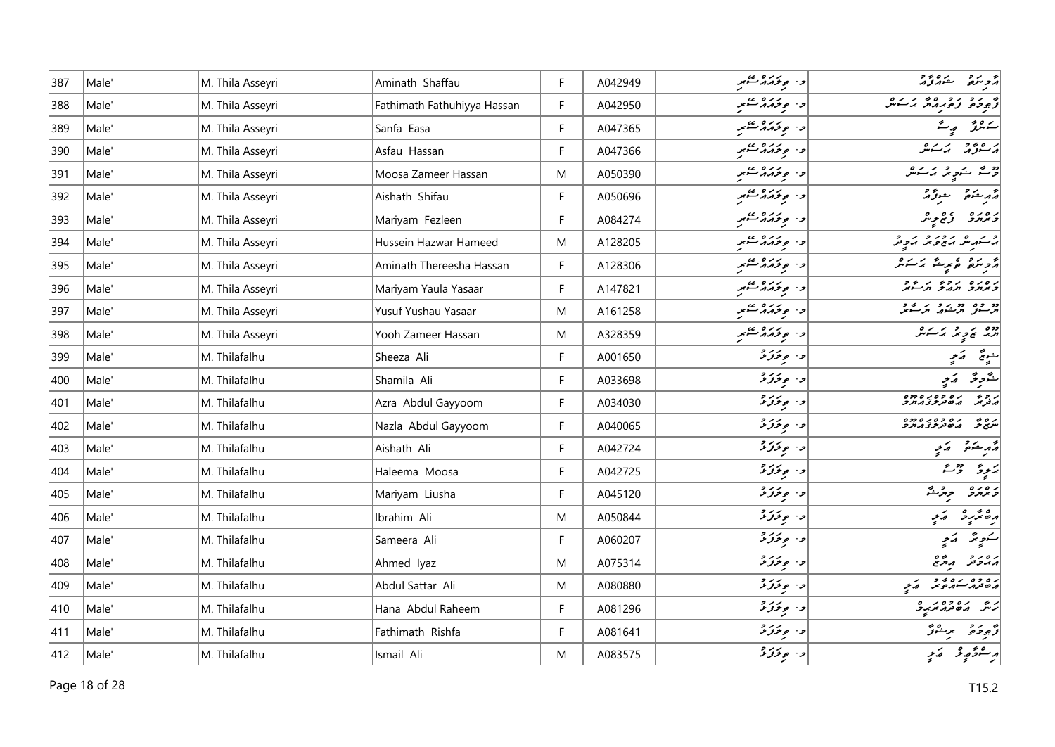| 387 | Male' | M. Thila Asseyri | Aminath Shaffau | F | A042949 | މ. ތިލައައްސޭރި | އާމިނަތު ޝައްފާއު |
|---|---|---|---|---|---|---|---|
| 388 | Male' | M. Thila Asseyri | Fathimath Fathuhiyya Hassan | F | A042950 | މ. ތިލައައްސޭރި | ފާތިމަތު ފަތުހިއްޔާ ހަސަން |
| 389 | Male' | M. Thila Asseyri | Sanfa Easa | F | A047365 | މ. ތިލައައްސޭރި | ސަންފާ ޢީސާ |
| 390 | Male' | M. Thila Asseyri | Asfau Hassan | F | A047366 | މ. ތިލައައްސޭރި | އަސްފާއު ހަސަން |
| 391 | Male' | M. Thila Asseyri | Moosa Zameer Hassan | M | A050390 | މ. ތިލައައްސޭރި | މޫސާ ޒަމީރު ހަސަން |
| 392 | Male' | M. Thila Asseyri | Aishath Shifau | F | A050696 | މ. ތިލައައްސޭރި | ޢާއިޝަތު ޝިފާއު |
| 393 | Male' | M. Thila Asseyri | Mariyam Fezleen | F | A084274 | މ. ތިލައައްސޭރި | މަރިޔަމް ފެޒްލީން |
| 394 | Male' | M. Thila Asseyri | Hussein Hazwar Hameed | M | A128205 | މ. ތިލައައްސޭރި | ހުސައިން ހަޒްވަރު ހަމީދު |
| 395 | Male' | M. Thila Asseyri | Aminath Thereesha Hassan | F | A128306 | މ. ތިލައައްސޭރި | އާމިނަތު ތެރީޝާ ހަސަން |
| 396 | Male' | M. Thila Asseyri | Mariyam Yaula Yasaar | F | A147821 | މ. ތިލައައްސޭރި | މަރިޔަމް ޔައުލާ ޔަސާރު |
| 397 | Male' | M. Thila Asseyri | Yusuf Yushau Yasaar | M | A161258 | މ. ތިލައައްސޭރި | ޔޫސުފް ޔޫޝައު ޔަސާރު |
| 398 | Male' | M. Thila Asseyri | Yooh Zameer Hassan | M | A328359 | މ. ތިލައައްސޭރި | ޔޫހު ޒަމީރު ހަސަން |
| 399 | Male' | M. Thilafalhu | Sheeza Ali | F | A001650 | މ. ތިލަފަޅު | ޝީޒާ އަލި |
| 400 | Male' | M. Thilafalhu | Shamila Ali | F | A033698 | މ. ތިލަފަޅު | ޝާމިލާ އަލި |
| 401 | Male' | M. Thilafalhu | Azra Abdul Gayyoom | F | A034030 | މ. ތިލަފަޅު | އަޒްރާ އަބްދުލްގައްޔޫމް |
| 402 | Male' | M. Thilafalhu | Nazla Abdul Gayyoom | F | A040065 | މ. ތިލަފަޅު | ނަޒްލާ އަބްދުލްގައްޔޫމް |
| 403 | Male' | M. Thilafalhu | Aishath Ali | F | A042724 | މ. ތިލަފަޅު | ޢާއިޝަތު އަލި |
| 404 | Male' | M. Thilafalhu | Haleema Moosa | F | A042725 | މ. ތިލަފަޅު | ހަލީމާ މޫސާ |
| 405 | Male' | M. Thilafalhu | Mariyam Liusha | F | A045120 | މ. ތިލަފަޅު | މަރިޔަމް ލިއުޝާ |
| 406 | Male' | M. Thilafalhu | Ibrahim Ali | M | A050844 | މ. ތިލަފަޅު | އިބްރާހިމް އަލި |
| 407 | Male' | M. Thilafalhu | Sameera Ali | F | A060207 | މ. ތިލަފަޅު | ސަމީރާ އަލި |
| 408 | Male' | M. Thilafalhu | Ahmed Iyaz | M | A075314 | މ. ތިލަފަޅު | އަޙްމަދު އިޔާޒް |
| 409 | Male' | M. Thilafalhu | Abdul Sattar Ali | M | A080880 | މ. ތިލަފަޅު | އަބްދުލްސައްތާރު އަލި |
| 410 | Male' | M. Thilafalhu | Hana Abdul Raheem | F | A081296 | މ. ތިލަފަޅު | ހަނާ އަބްދުއްރަޙީމް |
| 411 | Male' | M. Thilafalhu | Fathimath Rishfa | F | A081641 | މ. ތިލަފަޅު | ފާތިމަތު ރިޝްފާ |
| 412 | Male' | M. Thilafalhu | Ismail Ali | M | A083575 | މ. ތިލަފަޅު | އިސްމާޢީލް އަލި |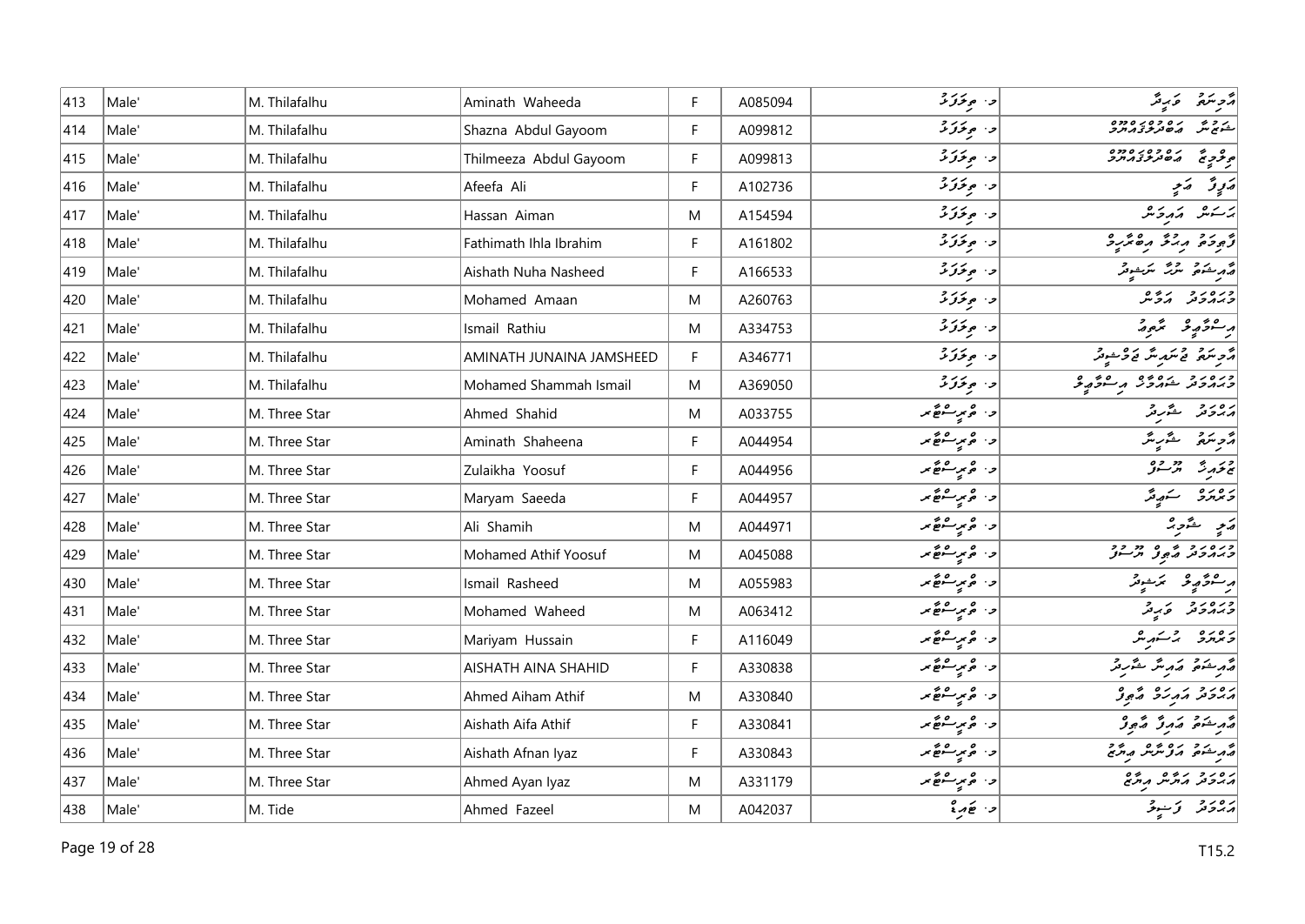| 413 | Male' | M. Thilafalhu | Aminath Waheeda | F | A085094 | م. ތިލަފަޅު | އާމިނަތު ވަހީދާ |
|---|---|---|---|---|---|---|---|
| 414 | Male' | M. Thilafalhu | Shazna Abdul Gayoom | F | A099812 | م. ތިލަފަޅު | ޝަޒްނާ އަބްދުލްގައްޔޫމް |
| 415 | Male' | M. Thilafalhu | Thilmeeza Abdul Gayoom | F | A099813 | م. ތިލަފަޅު | ތިލްމީޒާ އަބްދުލްގައްޔޫމް |
| 416 | Male' | M. Thilafalhu | Afeefa Ali | F | A102736 | م. ތިލަފަޅު | އަފީފާ އަލީ |
| 417 | Male' | M. Thilafalhu | Hassan Aiman | M | A154594 | م. ތިލަފަޅު | ހަސަން އައިމަން |
| 418 | Male' | M. Thilafalhu | Fathimath Ihla Ibrahim | F | A161802 | م. ތިލަފަޅު | ފާތިމަތު އިހްލާ އިބްރާހީމް |
| 419 | Male' | M. Thilafalhu | Aishath Nuha Nasheed | F | A166533 | م. ތިލަފަޅު | އައިޝަތު ނުހާ ނަޝީދު |
| 420 | Male' | M. Thilafalhu | Mohamed Amaan | M | A260763 | م. ތިލަފަޅު | މުހައްމަދު އަމާން |
| 421 | Male' | M. Thilafalhu | Ismail Rathiu | M | A334753 | م. ތިލަފަޅު | އިސްމާއީލް ރާތިއު |
| 422 | Male' | M. Thilafalhu | AMINATH JUNAINA JAMSHEED | F | A346771 | م. ތިލަފަޅު | އާމިނަތު ޖުނައިނާ ޖަމްޝީދު |
| 423 | Male' | M. Thilafalhu | Mohamed Shammah Ismail | M | A369050 | م. ތިލަފަޅު | މުހައްމަދު ޝައްމާހް އިސްމާއީލް |
| 424 | Male' | M. Three Star | Ahmed Shahid | M | A033755 | م. ތްރީސްޓާރ | އަހްމަދު ޝާހިދު |
| 425 | Male' | M. Three Star | Aminath Shaheena | F | A044954 | م. ތްރީސްޓާރ | އާމިނަތު ޝާހީނާ |
| 426 | Male' | M. Three Star | Zulaikha Yoosuf | F | A044956 | م. ތްރީސްޓާރ | ޒުލައިހާ ޔޫސުފް |
| 427 | Male' | M. Three Star | Maryam Saeeda | F | A044957 | م. ތްރީސްޓާރ | މަރްޔަމް ސަޢީދާ |
| 428 | Male' | M. Three Star | Ali Shamih | M | A044971 | م. ތްރީސްޓާރ | އަލީ ޝާމިހް |
| 429 | Male' | M. Three Star | Mohamed Athif Yoosuf | M | A045088 | م. ތްރީސްޓާރ | މުހައްމަދު އާތިފް ޔޫސުފް |
| 430 | Male' | M. Three Star | Ismail Rasheed | M | A055983 | م. ތްރީސްޓާރ | އިސްމާއީލް ރަޝީދު |
| 431 | Male' | M. Three Star | Mohamed Waheed | M | A063412 | م. ތްރީސްޓާރ | މުހައްމަދު ވަހީދު |
| 432 | Male' | M. Three Star | Mariyam Hussain | F | A116049 | م. ތްރީސްޓާރ | މަރިޔަމް ހުސައިން |
| 433 | Male' | M. Three Star | AISHATH AINA SHAHID | F | A330838 | م. ތްރީސްޓާރ | އައިޝަތު އައިނާ ޝާހިދު |
| 434 | Male' | M. Three Star | Ahmed Aiham Athif | M | A330840 | م. ތްރީސްޓާރ | އަހްމަދު އައިހަމް އާތިފް |
| 435 | Male' | M. Three Star | Aishath Aifa Athif | F | A330841 | م. ތްރީސްޓާރ | އައިޝަތު އައިފާ އާތިފް |
| 436 | Male' | M. Three Star | Aishath Afnan Iyaz | F | A330843 | م. ތްރީސްޓާރ | އައިޝަތު އަފްނާން އިޔާޒް |
| 437 | Male' | M. Three Star | Ahmed Ayan Iyaz | M | A331179 | م. ތްރީސްޓާރ | އަހްމަދު އައާން އިޔާޒް |
| 438 | Male' | M. Tide | Ahmed Fazeel | M | A042037 | م. ޓައިޑް | އަހްމަދު ފަޒީލް |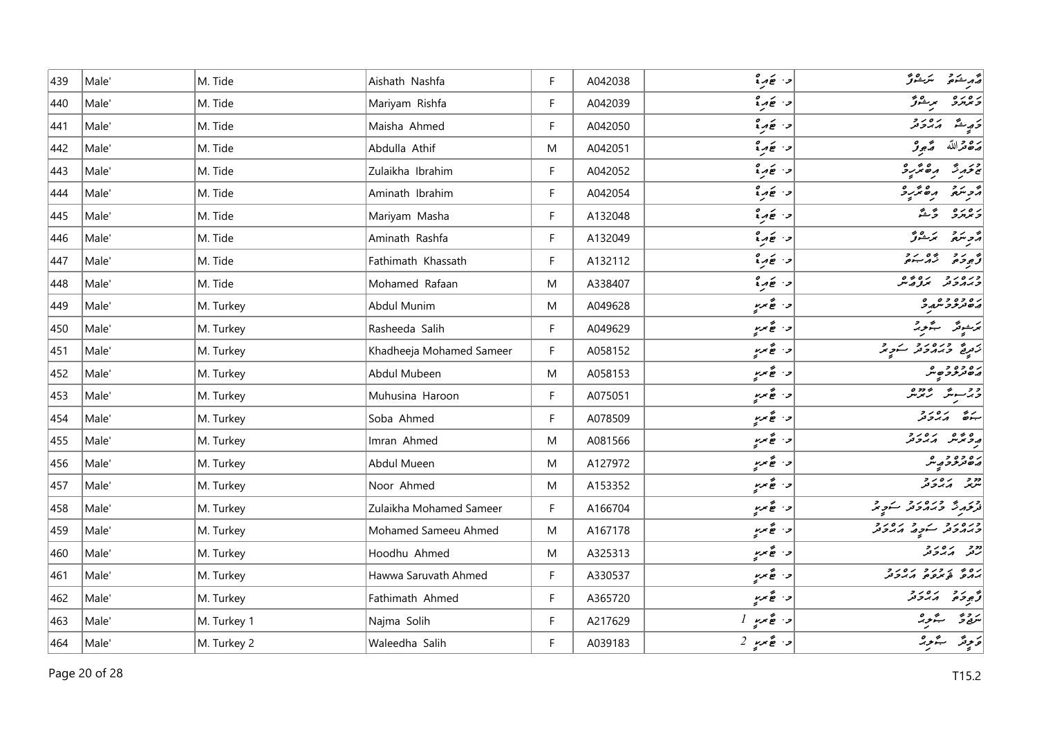| 439 | Male' | M. Tide | Aishath Nashfa | F | A042038 | މ. ޓައިޑް | އާއިށަތު ނަޝްފާ |
|---|---|---|---|---|---|---|---|
| 440 | Male' | M. Tide | Mariyam Rishfa | F | A042039 | މ. ޓައިޑް | މަރިޔަމް ރިޝްފާ |
| 441 | Male' | M. Tide | Maisha Ahmed | F | A042050 | މ. ޓައިޑް | މައިޝާ އަޙްމަދު |
| 442 | Male' | M. Tide | Abdulla Athif | M | A042051 | މ. ޓައިޑް | އަބްދުﷲ އާތިފް |
| 443 | Male' | M. Tide | Zulaikha Ibrahim | F | A042052 | މ. ޓައިޑް | ޒުލައިޚާ އިބްރާހީމް |
| 444 | Male' | M. Tide | Aminath Ibrahim | F | A042054 | މ. ޓައިޑް | އާމިނަތު އިބްރާހީމް |
| 445 | Male' | M. Tide | Mariyam Masha | F | A132048 | މ. ޓައިޑް | މަރިޔަމް މާޝާ |
| 446 | Male' | M. Tide | Aminath Rashfa | F | A132049 | މ. ޓައިޑް | އާމިނަތު ރަޝްފާ |
| 447 | Male' | M. Tide | Fathimath Khassath | F | A132112 | މ. ޓައިޑް | ފާތިމަތު ޚާއްސަތު |
| 448 | Male' | M. Tide | Mohamed Rafaan | M | A338407 | މ. ޓައިޑް | މުޙައްމަދު ރަފާން |
| 449 | Male' | M. Turkey | Abdul Munim | M | A049628 | މ. ޓާކީ | އަބްދުލްމުނިމް |
| 450 | Male' | M. Turkey | Rasheeda Salih | F | A049629 | މ. ޓާކީ | ރަޝީދާ ސާލިހު |
| 451 | Male' | M. Turkey | Khadheeja Mohamed Sameer | F | A058152 | މ. ޓާކީ | ޚަދީޖާ މުޙައްމަދު ސަމީރު |
| 452 | Male' | M. Turkey | Abdul Mubeen | M | A058153 | މ. ޓާކީ | އަބްދުލްމުބީން |
| 453 | Male' | M. Turkey | Muhusina Haroon | F | A075051 | މ. ޓާކީ | މުޙުސިނާހާރޫން |
| 454 | Male' | M. Turkey | Soba Ahmed | F | A078509 | މ. ޓާކީ | ސޯބާ އަޙްމަދު |
| 455 | Male' | M. Turkey | Imran Ahmed | M | A081566 | މ. ޓާކީ | އިމްރާން އަޙްމަދު |
| 456 | Male' | M. Turkey | Abdul Mueen | M | A127972 | މ. ޓާކީ | އަބްދުލްމުއީން |
| 457 | Male' | M. Turkey | Noor Ahmed | M | A153352 | މ. ޓާކީ | ނޫރު އަޙްމަދު |
| 458 | Male' | M. Turkey | Zulaikha Mohamed Sameer | F | A166704 | މ. ޓާކީ | ޒުލައިޚާ މުޙައްމަދު ސަމީރު |
| 459 | Male' | M. Turkey | Mohamed Sameeu Ahmed | M | A167178 | މ. ޓާކީ | މުޙައްމަދު ސަމީޢު އަޙްމަދު |
| 460 | Male' | M. Turkey | Hoodhu Ahmed | M | A325313 | މ. ޓާކީ | ހޫދު އަޙްމަދު |
| 461 | Male' | M. Turkey | Hawwa Saruvath Ahmed | F | A330537 | މ. ޓާކީ | ހައްވާ ޘަރުވަތު އަޙްމަދު |
| 462 | Male' | M. Turkey | Fathimath Ahmed | F | A365720 | މ. ޓާކީ | ފާތިމަތު އަޙްމަދު |
| 463 | Male' | M. Turkey 1 | Najma Solih | F | A217629 | މ. ޓާކީ 1 | ނަޖްމާ ސާލިހު |
| 464 | Male' | M. Turkey 2 | Waleedha Salih | F | A039183 | މ. ޓާކީ 2 | ވަލީދާ ސާލިހު |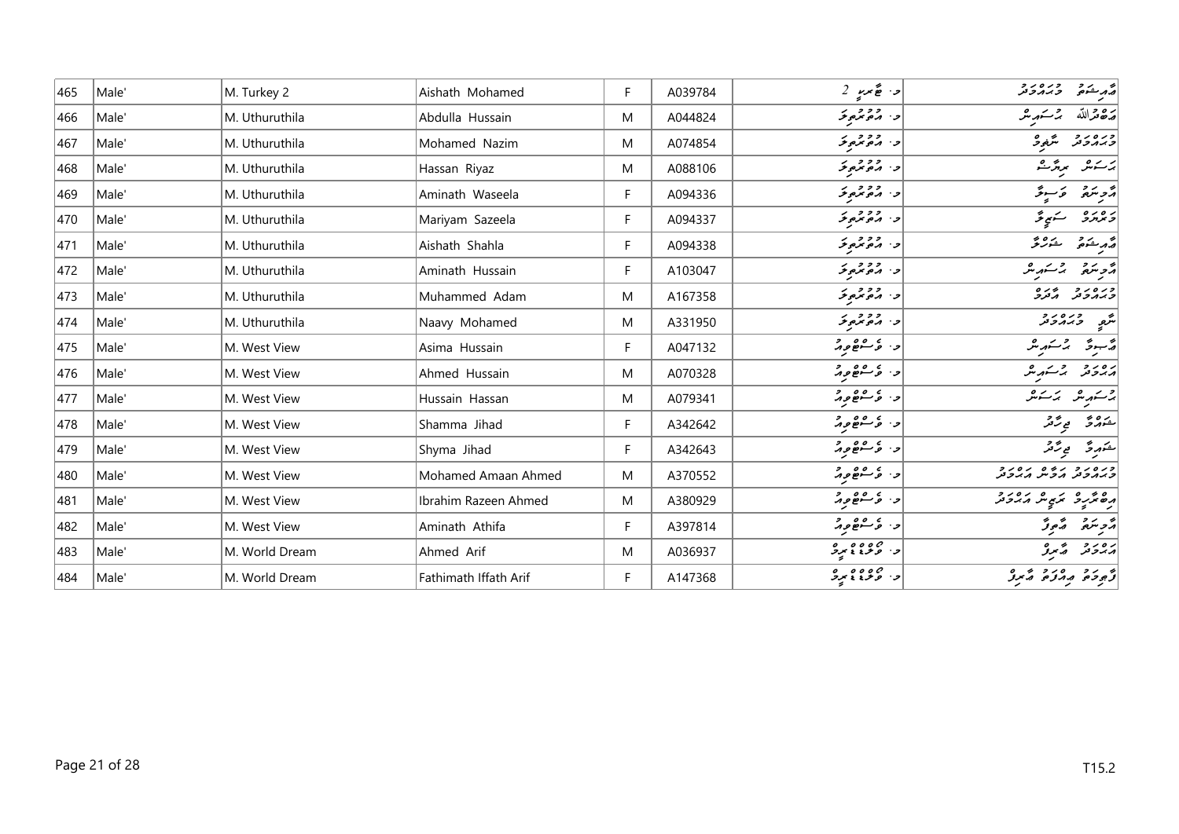| 465 | Male' | M. Turkey 2 | Aishath Mohamed | F | A039784 | މ. ޓާރކީ 2 | އައިޝަތު މުޙައްމަދު |
|---|---|---|---|---|---|---|---|
| 466 | Male' | M. Uthuruthila | Abdulla Hussain | M | A044824 | މ. އުތުރުތިލަ | އަބްދުﷲ ހުސައިން |
| 467 | Male' | M. Uthuruthila | Mohamed Nazim | M | A074854 | މ. އުތުރުތިލަ | މުޙައްމަދު ނާޒިމް |
| 468 | Male' | M. Uthuruthila | Hassan Riyaz | M | A088106 | މ. އުތުރުތިލަ | ޙަސަން ރިޔާޒް |
| 469 | Male' | M. Uthuruthila | Aminath Waseela | F | A094336 | މ. އުތުރުތިލަ | އާމިނަތު ވަސީލާ |
| 470 | Male' | M. Uthuruthila | Mariyam Sazeela | F | A094337 | މ. އުތުރުތިލަ | މަރިޔަމް ސަޒީލާ |
| 471 | Male' | M. Uthuruthila | Aishath Shahla | F | A094338 | މ. އުތުރުތިލަ | އައިޝަތު ޝަހުލާ |
| 472 | Male' | M. Uthuruthila | Aminath Hussain | F | A103047 | މ. އުތުރުތިލަ | އާމިނަތު ހުސައިން |
| 473 | Male' | M. Uthuruthila | Muhammed Adam | M | A167358 | މ. އުތުރުތިލަ | މުޙައްމަދު އާދަމް |
| 474 | Male' | M. Uthuruthila | Naavy Mohamed | M | A331950 | މ. އުތުރުތިލަ | ނާވީ މުޙައްމަދު |
| 475 | Male' | M. West View | Asima Hussain | F | A047132 | މ. ވެސްޓްވިއު | އާސިމާ ހުސައިން |
| 476 | Male' | M. West View | Ahmed Hussain | M | A070328 | މ. ވެސްޓްވިއު | އަޙްމަދު ހުސައިން |
| 477 | Male' | M. West View | Hussain Hassan | M | A079341 | މ. ވެސްޓްވިއު | ހުސައިން ޙަސަން |
| 478 | Male' | M. West View | Shamma Jihad | F | A342642 | މ. ވެސްޓްވިއު | ޝައްމާ ޖިހާދު |
| 479 | Male' | M. West View | Shyma Jihad | F | A342643 | މ. ވެސްޓްވިއު | ޝައިމާ ޖިހާދު |
| 480 | Male' | M. West View | Mohamed Amaan Ahmed | M | A370552 | މ. ވެސްޓްވިއު | މުޙައްމަދު އަމާން އަޙްމަދު |
| 481 | Male' | M. West View | Ibrahim Razeen Ahmed | M | A380929 | މ. ވެސްޓްވިއު | އިބްރާހީމް ރަޒީން އަޙްމަދު |
| 482 | Male' | M. West View | Aminath Athifa | F | A397814 | މ. ވެސްޓްވިއު | އާމިނަތު އާތިފާ |
| 483 | Male' | M. World Dream | Ahmed Arif | M | A036937 | މ. ވޯލްޑްޑްރީމް | އަޙްމަދު އާރިފް |
| 484 | Male' | M. World Dream | Fathimath Iffath Arif | F | A147368 | މ. ވޯލްޑްޑްރީމް | ފާތިމަތު އިއްފަތު އާރިފް |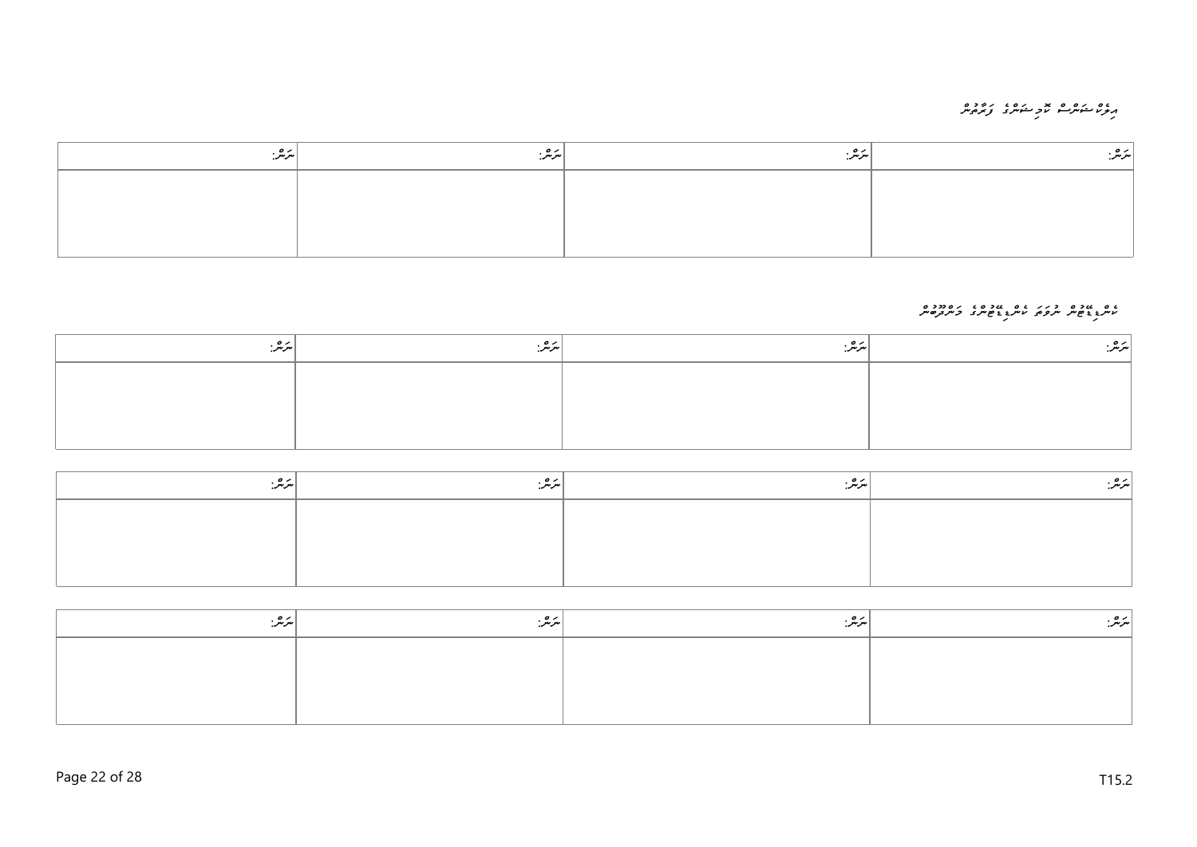# ޢިލްމީ ޝަހާދަތު ނޯޓްކުރިފައިވާ ފަރާތުގެ

| ނަން: | ނަން: | ނަން: | ނަން: |
|---|---|---|---|
| | | | |

## ކުރިއަށް ގެންދަން ނިންމާ ޕްރޮގްރާމް / ނުވަތަ ތަމްރީނު ދިނުމަށް ނިންމާ ފަރާތް

| ނަން: | ނަން: | ނަން: | ނަން: |
|---|---|---|---|
| | | | |

| ނަން: | ނަން: | ނަން: | ނަން: |
|---|---|---|---|
| | | | |

| ނަން: | ނަން: | ނަން: | ނަން: |
|---|---|---|---|
| | | | |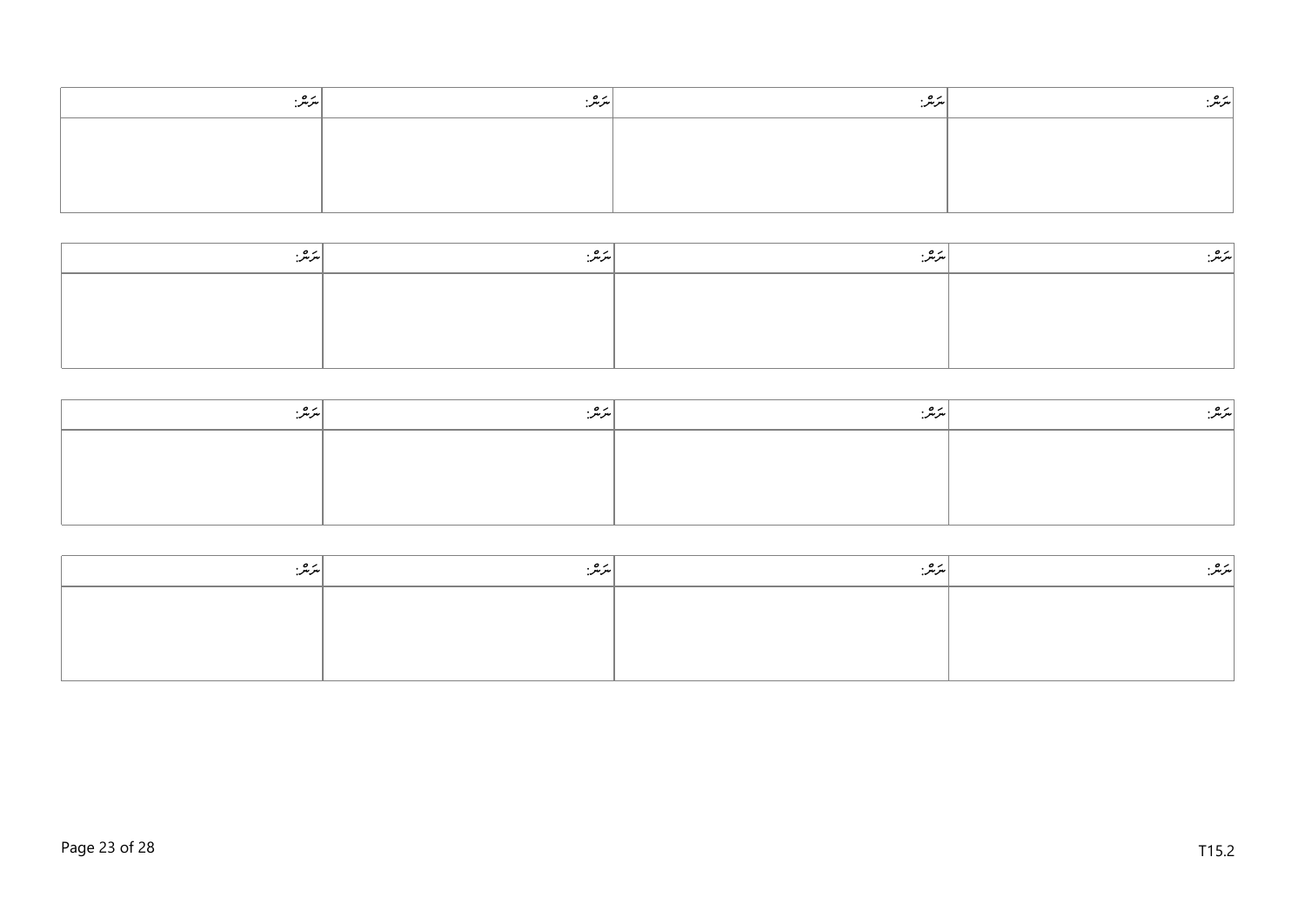| ނަރުދ: | ނަރުދ: | ނަރުދ: | ނަރުދ: |
| --- | --- | --- | --- |
| | | | |

| ނަރުދ: | ނަރުދ: | ނަރުދ: | ނަރުދ: |
| --- | --- | --- | --- |
| | | | |

| ނަރުދ: | ނަރުދ: | ނަރުދ: | ނަރުދ: |
| --- | --- | --- | --- |
| | | | |

| ނަރުދ: | ނަރުދ: | ނަރުދ: | ނަރުދ: |
| --- | --- | --- | --- |
| | | | |

T15.2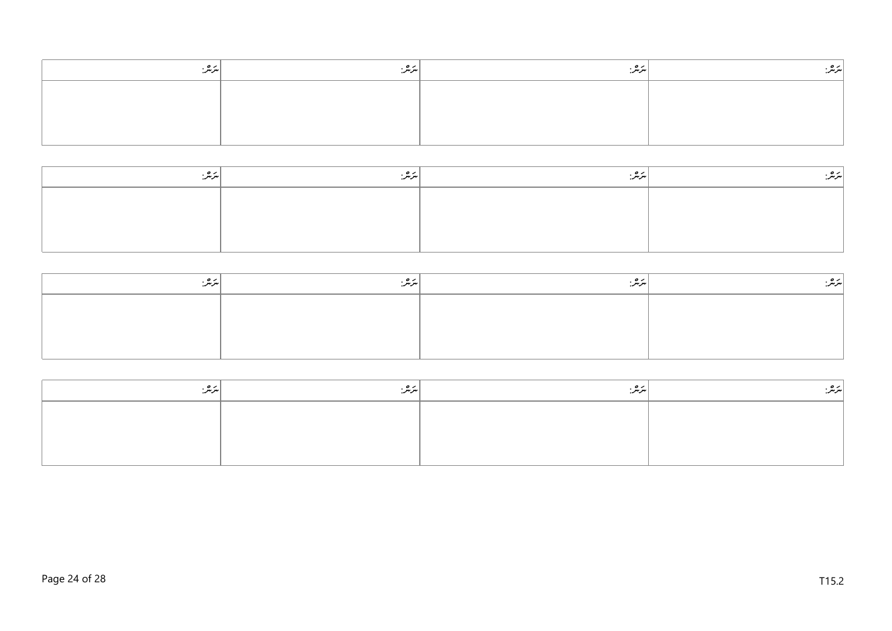| ނަރުދ: | ނަރުދ: | ނަރުދ: | ނަރުދ: |
| --- | --- | --- | --- |
| | | | |

| ނަރުދ: | ނަރުދ: | ނަރުދ: | ނަރުދ: |
| --- | --- | --- | --- |
| | | | |

| ނަރުދ: | ނަރުދ: | ނަރުދ: | ނަރުދ: |
| --- | --- | --- | --- |
| | | | |

| ނަރުދ: | ނަރުދ: | ނަރުދ: | ނަރުދ: |
| --- | --- | --- | --- |
| | | | |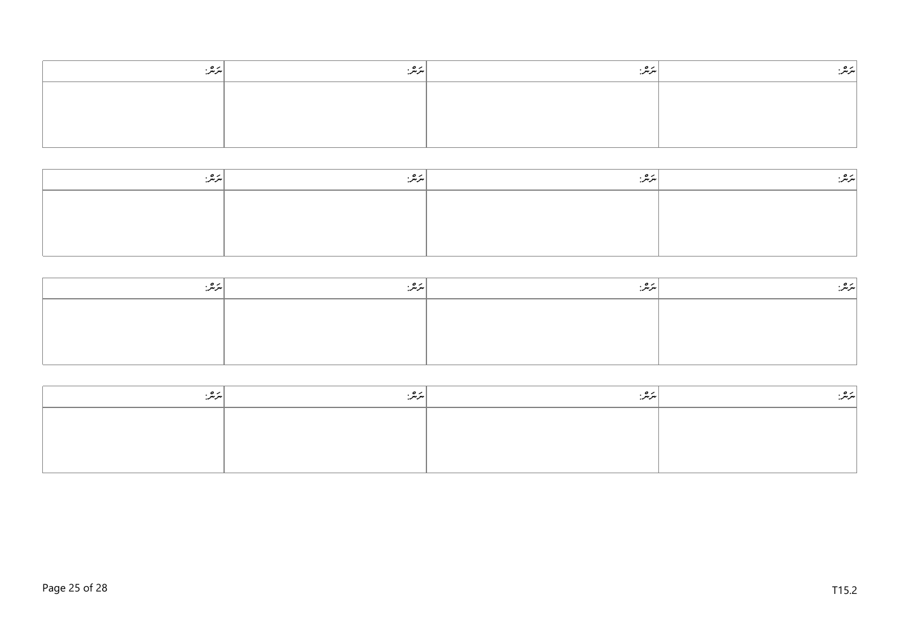| ނަރަރ: | ނަރަރ: | ނަރަރ: | ނަރަރ: |
| --- | --- | --- | --- |
| | | | |

| ނަރަރ: | ނަރަރ: | ނަރަރ: | ނަރަރ: |
| --- | --- | --- | --- |
| | | | |

| ނަރަރ: | ނަރަރ: | ނަރަރ: | ނަރަރ: |
| --- | --- | --- | --- |
| | | | |

| ނަރަރ: | ނަރަރ: | ނަރަރ: | ނަރަރ: |
| --- | --- | --- | --- |
| | | | |

T15.2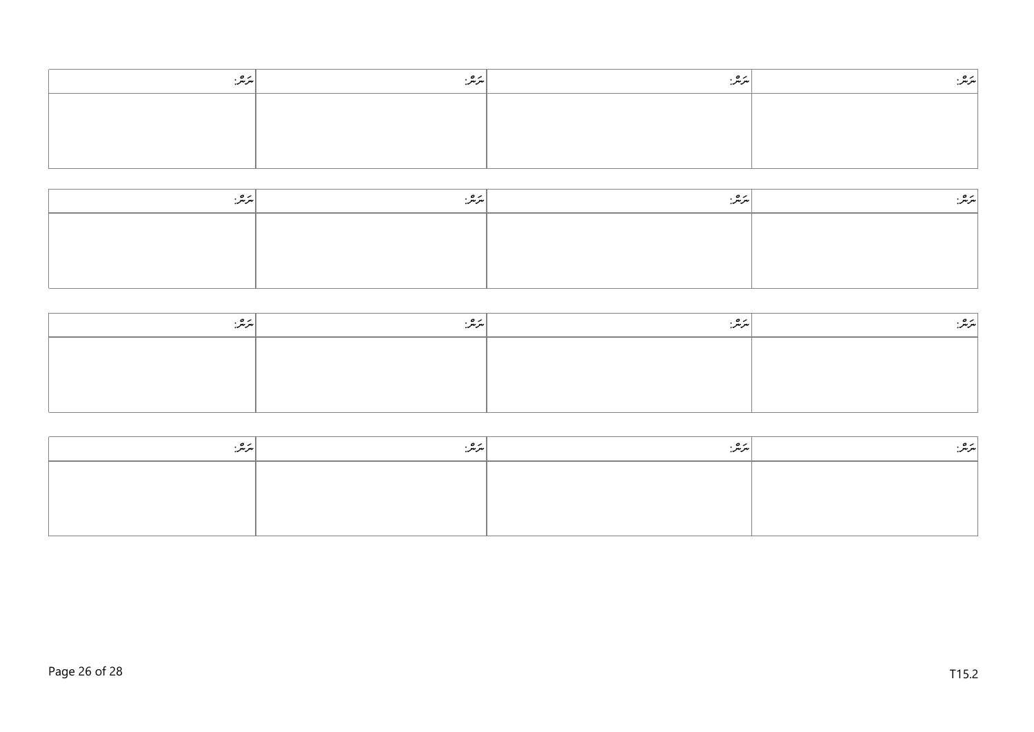| ނަންބަރު: | ނަންބަރު: | ނަންބަރު: | ނަންބަރު: |
|---|---|---|---|
| | | | |

| ނަންބަރު: | ނަންބަރު: | ނަންބަރު: | ނަންބަރު: |
|---|---|---|---|
| | | | |

| ނަންބަރު: | ނަންބަރު: | ނަންބަރު: | ނަންބަރު: |
|---|---|---|---|
| | | | |

| ނަންބަރު: | ނަންބަރު: | ނަންބަރު: | ނަންބަރު: |
|---|---|---|---|
| | | | |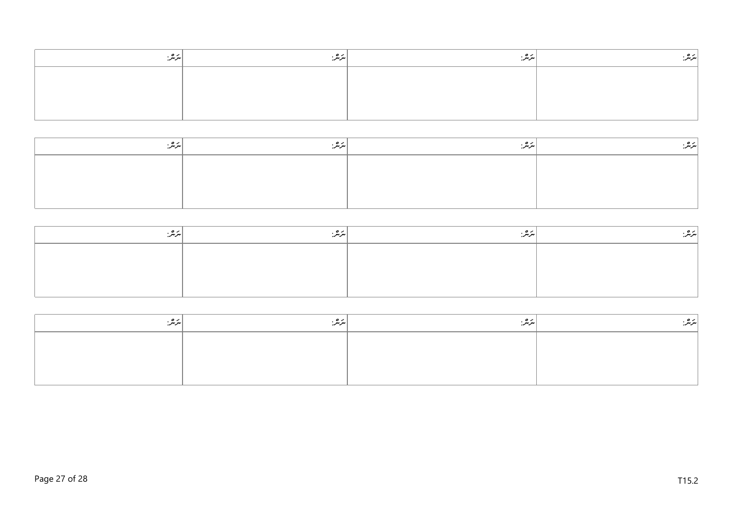| ނަރަދ: | ނަރަދ: | ނަރަދ: | ނަރަދ: |
| --- | --- | --- | --- |
| | | | |

| ނަރަދ: | ނަރަދ: | ނަރަދ: | ނަރަދ: |
| --- | --- | --- | --- |
| | | | |

| ނަރަދ: | ނަރަދ: | ނަރަދ: | ނަރަދ: |
| --- | --- | --- | --- |
| | | | |

| ނަރަދ: | ނަރަދ: | ނަރަދ: | ނަރަދ: |
| --- | --- | --- | --- |
| | | | |

T15.2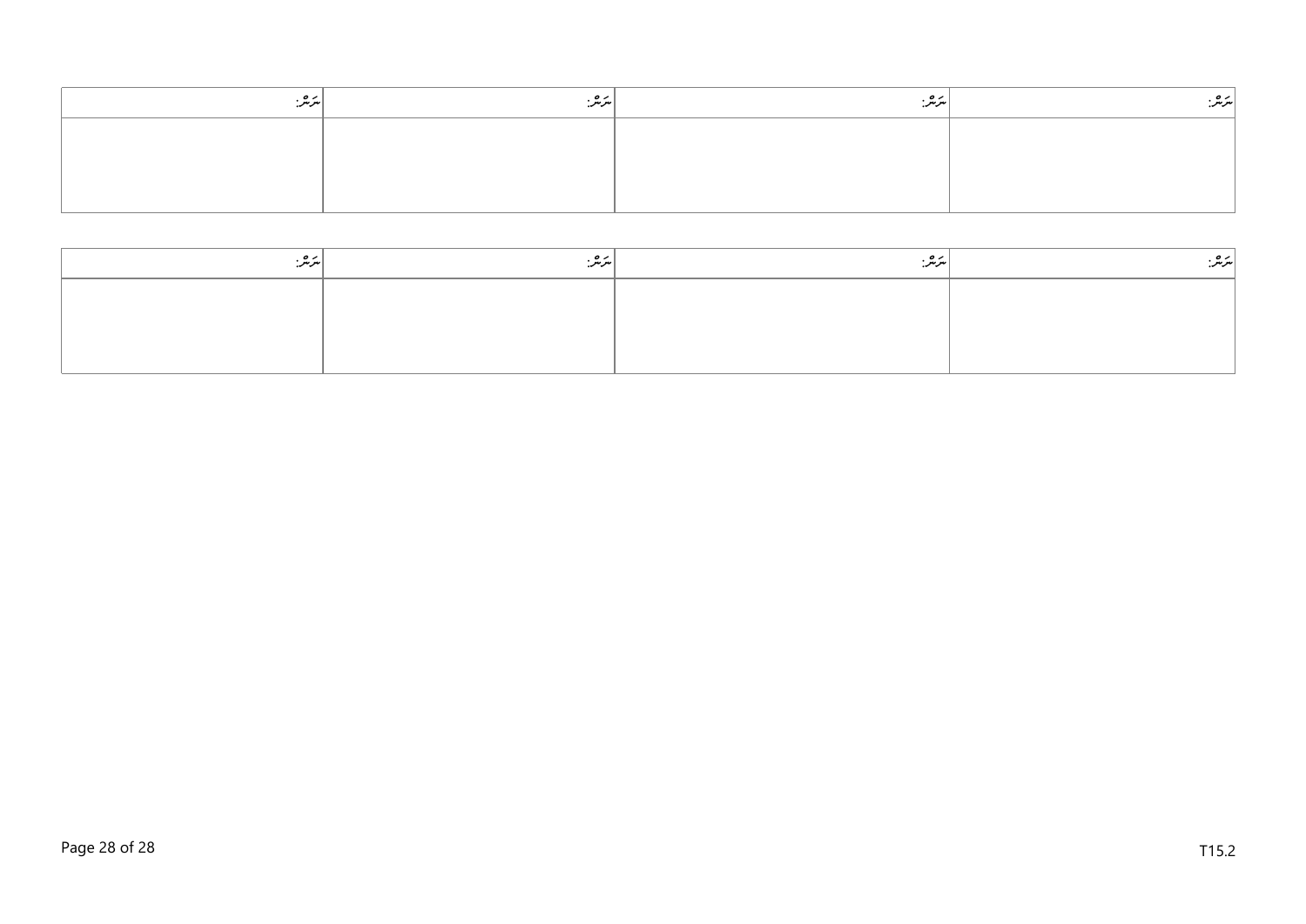| ތަރީޚު: | ތަރީޚު: | ތަރީޚު: | ތަރީޚު: |
| --- | --- | --- | --- |
| | | | |

| ތަރީޚު: | ތަރީޚު: | ތަރީޚު: | ތަރީޚު: |
| --- | --- | --- | --- |
| | | | |